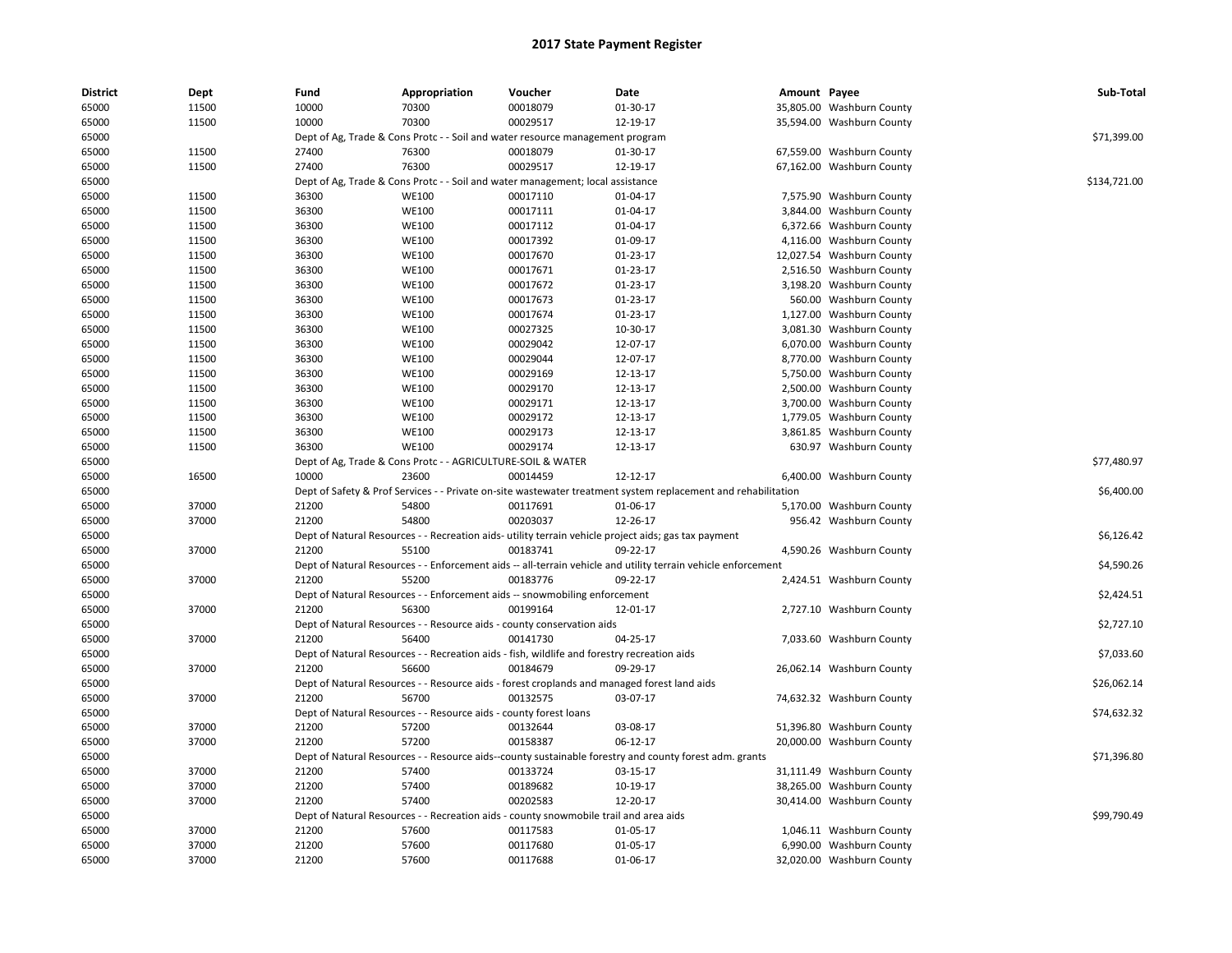# 2017 State Payment Register

| District | Dept | Fund | Appropriation | Voucher | Date | Amount | Payee | Sub-Total |
|---|---|---|---|---|---|---|---|---|
| 65000 | 11500 | 10000 | 70300 | 00018079 | 01-30-17 | 35,805.00 | Washburn County | |
| 65000 | 11500 | 10000 | 70300 | 00029517 | 12-19-17 | 35,594.00 | Washburn County | |
| 65000 | | Dept of Ag, Trade & Cons Protc - - Soil and water resource management program | | | | | | $71,399.00 |
| 65000 | 11500 | 27400 | 76300 | 00018079 | 01-30-17 | 67,559.00 | Washburn County | |
| 65000 | 11500 | 27400 | 76300 | 00029517 | 12-19-17 | 67,162.00 | Washburn County | |
| 65000 | | Dept of Ag, Trade & Cons Protc - - Soil and water management; local assistance | | | | | | $134,721.00 |
| 65000 | 11500 | 36300 | WE100 | 00017110 | 01-04-17 | 7,575.90 | Washburn County | |
| 65000 | 11500 | 36300 | WE100 | 00017111 | 01-04-17 | 3,844.00 | Washburn County | |
| 65000 | 11500 | 36300 | WE100 | 00017112 | 01-04-17 | 6,372.66 | Washburn County | |
| 65000 | 11500 | 36300 | WE100 | 00017392 | 01-09-17 | 4,116.00 | Washburn County | |
| 65000 | 11500 | 36300 | WE100 | 00017670 | 01-23-17 | 12,027.54 | Washburn County | |
| 65000 | 11500 | 36300 | WE100 | 00017671 | 01-23-17 | 2,516.50 | Washburn County | |
| 65000 | 11500 | 36300 | WE100 | 00017672 | 01-23-17 | 3,198.20 | Washburn County | |
| 65000 | 11500 | 36300 | WE100 | 00017673 | 01-23-17 | 560.00 | Washburn County | |
| 65000 | 11500 | 36300 | WE100 | 00017674 | 01-23-17 | 1,127.00 | Washburn County | |
| 65000 | 11500 | 36300 | WE100 | 00027325 | 10-30-17 | 3,081.30 | Washburn County | |
| 65000 | 11500 | 36300 | WE100 | 00029042 | 12-07-17 | 6,070.00 | Washburn County | |
| 65000 | 11500 | 36300 | WE100 | 00029044 | 12-07-17 | 8,770.00 | Washburn County | |
| 65000 | 11500 | 36300 | WE100 | 00029169 | 12-13-17 | 5,750.00 | Washburn County | |
| 65000 | 11500 | 36300 | WE100 | 00029170 | 12-13-17 | 2,500.00 | Washburn County | |
| 65000 | 11500 | 36300 | WE100 | 00029171 | 12-13-17 | 3,700.00 | Washburn County | |
| 65000 | 11500 | 36300 | WE100 | 00029172 | 12-13-17 | 1,779.05 | Washburn County | |
| 65000 | 11500 | 36300 | WE100 | 00029173 | 12-13-17 | 3,861.85 | Washburn County | |
| 65000 | 11500 | 36300 | WE100 | 00029174 | 12-13-17 | 630.97 | Washburn County | |
| 65000 | | Dept of Ag, Trade & Cons Protc - - AGRICULTURE-SOIL & WATER | | | | | | $77,480.97 |
| 65000 | 16500 | 10000 | 23600 | 00014459 | 12-12-17 | 6,400.00 | Washburn County | |
| 65000 | | Dept of Safety & Prof Services - - Private on-site wastewater treatment system replacement and rehabilitation | | | | | | $6,400.00 |
| 65000 | 37000 | 21200 | 54800 | 00117691 | 01-06-17 | 5,170.00 | Washburn County | |
| 65000 | 37000 | 21200 | 54800 | 00203037 | 12-26-17 | 956.42 | Washburn County | |
| 65000 | | Dept of Natural Resources - - Recreation aids- utility terrain vehicle project aids; gas tax payment | | | | | | $6,126.42 |
| 65000 | 37000 | 21200 | 55100 | 00183741 | 09-22-17 | 4,590.26 | Washburn County | |
| 65000 | | Dept of Natural Resources - - Enforcement aids -- all-terrain vehicle and utility terrain vehicle enforcement | | | | | | $4,590.26 |
| 65000 | 37000 | 21200 | 55200 | 00183776 | 09-22-17 | 2,424.51 | Washburn County | |
| 65000 | | Dept of Natural Resources - - Enforcement aids -- snowmobiling enforcement | | | | | | $2,424.51 |
| 65000 | 37000 | 21200 | 56300 | 00199164 | 12-01-17 | 2,727.10 | Washburn County | |
| 65000 | | Dept of Natural Resources - - Resource aids - county conservation aids | | | | | | $2,727.10 |
| 65000 | 37000 | 21200 | 56400 | 00141730 | 04-25-17 | 7,033.60 | Washburn County | |
| 65000 | | Dept of Natural Resources - - Recreation aids - fish, wildlife and forestry recreation aids | | | | | | $7,033.60 |
| 65000 | 37000 | 21200 | 56600 | 00184679 | 09-29-17 | 26,062.14 | Washburn County | |
| 65000 | | Dept of Natural Resources - - Resource aids - forest croplands and managed forest land aids | | | | | | $26,062.14 |
| 65000 | 37000 | 21200 | 56700 | 00132575 | 03-07-17 | 74,632.32 | Washburn County | |
| 65000 | | Dept of Natural Resources - - Resource aids - county forest loans | | | | | | $74,632.32 |
| 65000 | 37000 | 21200 | 57200 | 00132644 | 03-08-17 | 51,396.80 | Washburn County | |
| 65000 | 37000 | 21200 | 57200 | 00158387 | 06-12-17 | 20,000.00 | Washburn County | |
| 65000 | | Dept of Natural Resources - - Resource aids--county sustainable forestry and county forest adm. grants | | | | | | $71,396.80 |
| 65000 | 37000 | 21200 | 57400 | 00133724 | 03-15-17 | 31,111.49 | Washburn County | |
| 65000 | 37000 | 21200 | 57400 | 00189682 | 10-19-17 | 38,265.00 | Washburn County | |
| 65000 | 37000 | 21200 | 57400 | 00202583 | 12-20-17 | 30,414.00 | Washburn County | |
| 65000 | | Dept of Natural Resources - - Recreation aids - county snowmobile trail and area aids | | | | | | $99,790.49 |
| 65000 | 37000 | 21200 | 57600 | 00117583 | 01-05-17 | 1,046.11 | Washburn County | |
| 65000 | 37000 | 21200 | 57600 | 00117680 | 01-05-17 | 6,990.00 | Washburn County | |
| 65000 | 37000 | 21200 | 57600 | 00117688 | 01-06-17 | 32,020.00 | Washburn County | |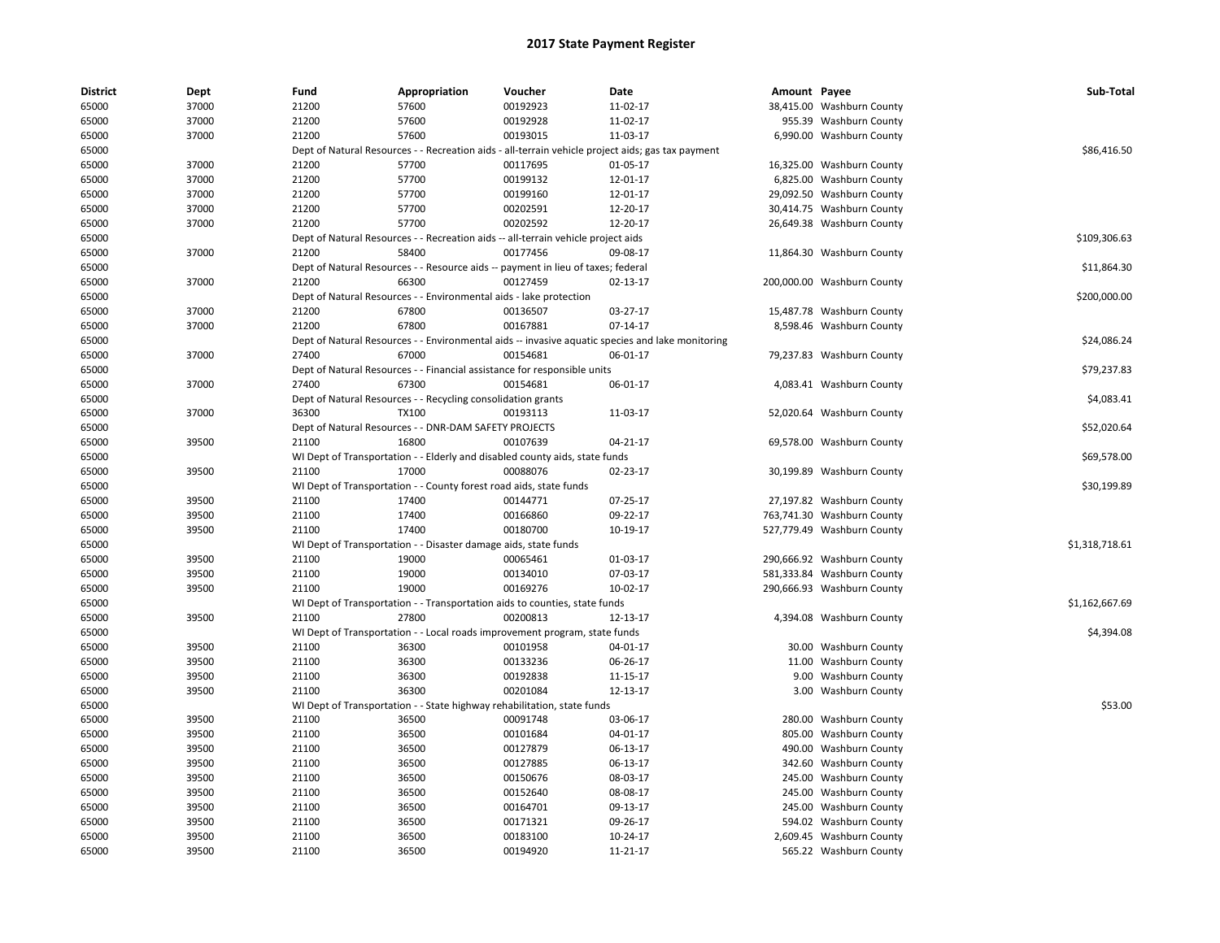# 2017 State Payment Register

| District | Dept | Fund | Appropriation | Voucher | Date | Amount | Payee | Sub-Total |
|---|---|---|---|---|---|---|---|---|
| 65000 | 37000 | 21200 | 57600 | 00192923 | 11-02-17 | 38,415.00 | Washburn County | |
| 65000 | 37000 | 21200 | 57600 | 00192928 | 11-02-17 | 955.39 | Washburn County | |
| 65000 | 37000 | 21200 | 57600 | 00193015 | 11-03-17 | 6,990.00 | Washburn County | |
| 65000 | | Dept of Natural Resources - - Recreation aids - all-terrain vehicle project aids; gas tax payment | | | | | | $86,416.50 |
| 65000 | 37000 | 21200 | 57700 | 00117695 | 01-05-17 | 16,325.00 | Washburn County | |
| 65000 | 37000 | 21200 | 57700 | 00199132 | 12-01-17 | 6,825.00 | Washburn County | |
| 65000 | 37000 | 21200 | 57700 | 00199160 | 12-01-17 | 29,092.50 | Washburn County | |
| 65000 | 37000 | 21200 | 57700 | 00202591 | 12-20-17 | 30,414.75 | Washburn County | |
| 65000 | 37000 | 21200 | 57700 | 00202592 | 12-20-17 | 26,649.38 | Washburn County | |
| 65000 | | Dept of Natural Resources - - Recreation aids -- all-terrain vehicle project aids | | | | | | $109,306.63 |
| 65000 | 37000 | 21200 | 58400 | 00177456 | 09-08-17 | 11,864.30 | Washburn County | |
| 65000 | | Dept of Natural Resources - - Resource aids -- payment in lieu of taxes; federal | | | | | | $11,864.30 |
| 65000 | 37000 | 21200 | 66300 | 00127459 | 02-13-17 | 200,000.00 | Washburn County | |
| 65000 | | Dept of Natural Resources - - Environmental aids - lake protection | | | | | | $200,000.00 |
| 65000 | 37000 | 21200 | 67800 | 00136507 | 03-27-17 | 15,487.78 | Washburn County | |
| 65000 | 37000 | 21200 | 67800 | 00167881 | 07-14-17 | 8,598.46 | Washburn County | |
| 65000 | | Dept of Natural Resources - - Environmental aids -- invasive aquatic species and lake monitoring | | | | | | $24,086.24 |
| 65000 | 37000 | 27400 | 67000 | 00154681 | 06-01-17 | 79,237.83 | Washburn County | |
| 65000 | | Dept of Natural Resources - - Financial assistance for responsible units | | | | | | $79,237.83 |
| 65000 | 37000 | 27400 | 67300 | 00154681 | 06-01-17 | 4,083.41 | Washburn County | |
| 65000 | | Dept of Natural Resources - - Recycling consolidation grants | | | | | | $4,083.41 |
| 65000 | 37000 | 36300 | TX100 | 00193113 | 11-03-17 | 52,020.64 | Washburn County | |
| 65000 | | Dept of Natural Resources - - DNR-DAM SAFETY PROJECTS | | | | | | $52,020.64 |
| 65000 | 39500 | 21100 | 16800 | 00107639 | 04-21-17 | 69,578.00 | Washburn County | |
| 65000 | | WI Dept of Transportation - - Elderly and disabled county aids, state funds | | | | | | $69,578.00 |
| 65000 | 39500 | 21100 | 17000 | 00088076 | 02-23-17 | 30,199.89 | Washburn County | |
| 65000 | | WI Dept of Transportation - - County forest road aids, state funds | | | | | | $30,199.89 |
| 65000 | 39500 | 21100 | 17400 | 00144771 | 07-25-17 | 27,197.82 | Washburn County | |
| 65000 | 39500 | 21100 | 17400 | 00166860 | 09-22-17 | 763,741.30 | Washburn County | |
| 65000 | 39500 | 21100 | 17400 | 00180700 | 10-19-17 | 527,779.49 | Washburn County | |
| 65000 | | WI Dept of Transportation - - Disaster damage aids, state funds | | | | | | $1,318,718.61 |
| 65000 | 39500 | 21100 | 19000 | 00065461 | 01-03-17 | 290,666.92 | Washburn County | |
| 65000 | 39500 | 21100 | 19000 | 00134010 | 07-03-17 | 581,333.84 | Washburn County | |
| 65000 | 39500 | 21100 | 19000 | 00169276 | 10-02-17 | 290,666.93 | Washburn County | |
| 65000 | | WI Dept of Transportation - - Transportation aids to counties, state funds | | | | | | $1,162,667.69 |
| 65000 | 39500 | 21100 | 27800 | 00200813 | 12-13-17 | 4,394.08 | Washburn County | |
| 65000 | | WI Dept of Transportation - - Local roads improvement program, state funds | | | | | | $4,394.08 |
| 65000 | 39500 | 21100 | 36300 | 00101958 | 04-01-17 | 30.00 | Washburn County | |
| 65000 | 39500 | 21100 | 36300 | 00133236 | 06-26-17 | 11.00 | Washburn County | |
| 65000 | 39500 | 21100 | 36300 | 00192838 | 11-15-17 | 9.00 | Washburn County | |
| 65000 | 39500 | 21100 | 36300 | 00201084 | 12-13-17 | 3.00 | Washburn County | |
| 65000 | | WI Dept of Transportation - - State highway rehabilitation, state funds | | | | | | $53.00 |
| 65000 | 39500 | 21100 | 36500 | 00091748 | 03-06-17 | 280.00 | Washburn County | |
| 65000 | 39500 | 21100 | 36500 | 00101684 | 04-01-17 | 805.00 | Washburn County | |
| 65000 | 39500 | 21100 | 36500 | 00127879 | 06-13-17 | 490.00 | Washburn County | |
| 65000 | 39500 | 21100 | 36500 | 00127885 | 06-13-17 | 342.60 | Washburn County | |
| 65000 | 39500 | 21100 | 36500 | 00150676 | 08-03-17 | 245.00 | Washburn County | |
| 65000 | 39500 | 21100 | 36500 | 00152640 | 08-08-17 | 245.00 | Washburn County | |
| 65000 | 39500 | 21100 | 36500 | 00164701 | 09-13-17 | 245.00 | Washburn County | |
| 65000 | 39500 | 21100 | 36500 | 00171321 | 09-26-17 | 594.02 | Washburn County | |
| 65000 | 39500 | 21100 | 36500 | 00183100 | 10-24-17 | 2,609.45 | Washburn County | |
| 65000 | 39500 | 21100 | 36500 | 00194920 | 11-21-17 | 565.22 | Washburn County | |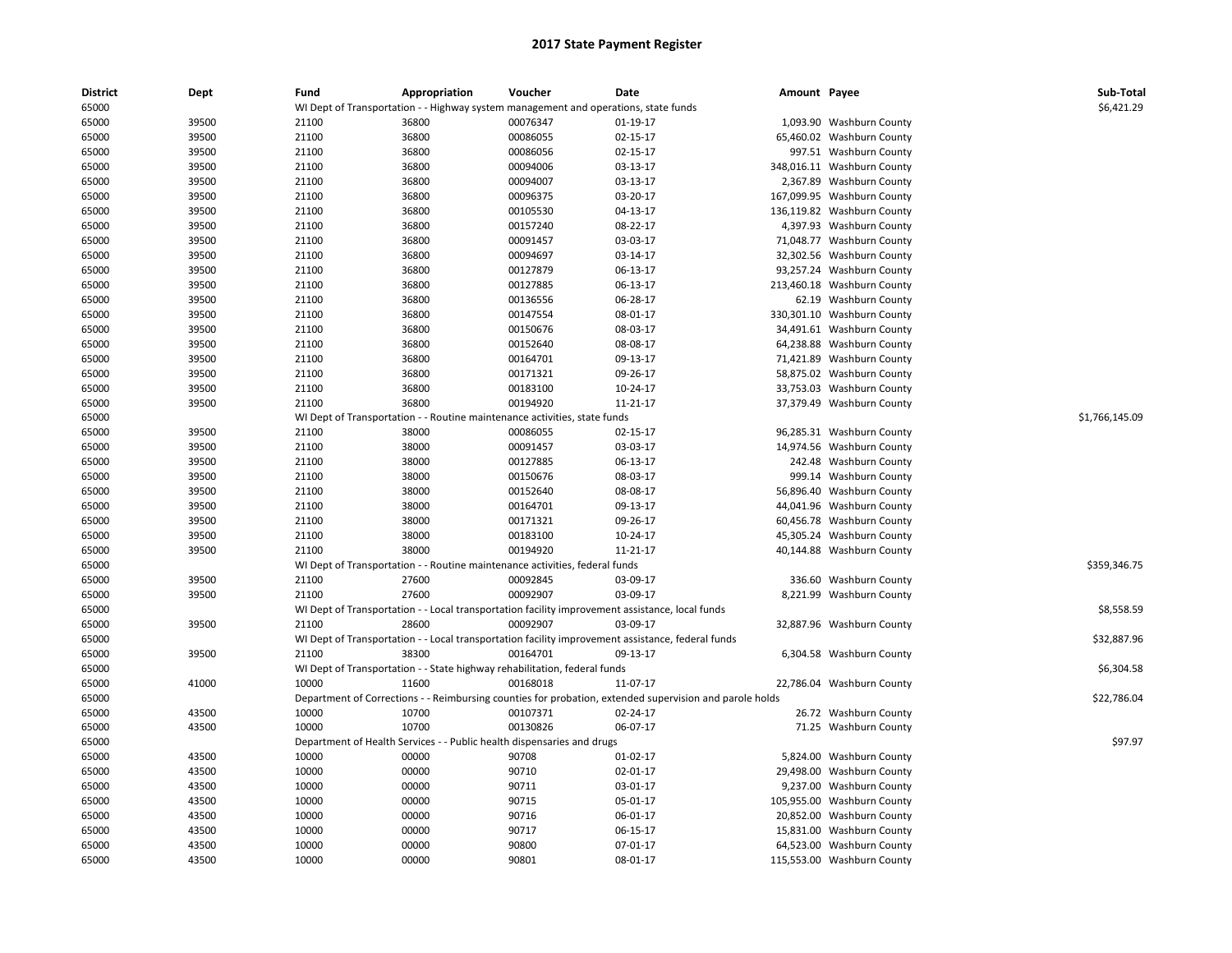# 2017 State Payment Register

| District | Dept | Fund | Appropriation | Voucher | Date | Amount | Payee | Sub-Total |
|---|---|---|---|---|---|---|---|---|
| 65000 | | WI Dept of Transportation - - Highway system management and operations, state funds | | | | | | $6,421.29 |
| 65000 | 39500 | 21100 | 36800 | 00076347 | 01-19-17 | 1,093.90 | Washburn County | |
| 65000 | 39500 | 21100 | 36800 | 00086055 | 02-15-17 | 65,460.02 | Washburn County | |
| 65000 | 39500 | 21100 | 36800 | 00086056 | 02-15-17 | 997.51 | Washburn County | |
| 65000 | 39500 | 21100 | 36800 | 00094006 | 03-13-17 | 348,016.11 | Washburn County | |
| 65000 | 39500 | 21100 | 36800 | 00094007 | 03-13-17 | 2,367.89 | Washburn County | |
| 65000 | 39500 | 21100 | 36800 | 00096375 | 03-20-17 | 167,099.95 | Washburn County | |
| 65000 | 39500 | 21100 | 36800 | 00105530 | 04-13-17 | 136,119.82 | Washburn County | |
| 65000 | 39500 | 21100 | 36800 | 00157240 | 08-22-17 | 4,397.93 | Washburn County | |
| 65000 | 39500 | 21100 | 36800 | 00091457 | 03-03-17 | 71,048.77 | Washburn County | |
| 65000 | 39500 | 21100 | 36800 | 00094697 | 03-14-17 | 32,302.56 | Washburn County | |
| 65000 | 39500 | 21100 | 36800 | 00127879 | 06-13-17 | 93,257.24 | Washburn County | |
| 65000 | 39500 | 21100 | 36800 | 00127885 | 06-13-17 | 213,460.18 | Washburn County | |
| 65000 | 39500 | 21100 | 36800 | 00136556 | 06-28-17 | 62.19 | Washburn County | |
| 65000 | 39500 | 21100 | 36800 | 00147554 | 08-01-17 | 330,301.10 | Washburn County | |
| 65000 | 39500 | 21100 | 36800 | 00150676 | 08-03-17 | 34,491.61 | Washburn County | |
| 65000 | 39500 | 21100 | 36800 | 00152640 | 08-08-17 | 64,238.88 | Washburn County | |
| 65000 | 39500 | 21100 | 36800 | 00164701 | 09-13-17 | 71,421.89 | Washburn County | |
| 65000 | 39500 | 21100 | 36800 | 00171321 | 09-26-17 | 58,875.02 | Washburn County | |
| 65000 | 39500 | 21100 | 36800 | 00183100 | 10-24-17 | 33,753.03 | Washburn County | |
| 65000 | 39500 | 21100 | 36800 | 00194920 | 11-21-17 | 37,379.49 | Washburn County | |
| 65000 | | WI Dept of Transportation - - Routine maintenance activities, state funds | | | | | | $1,766,145.09 |
| 65000 | 39500 | 21100 | 38000 | 00086055 | 02-15-17 | 96,285.31 | Washburn County | |
| 65000 | 39500 | 21100 | 38000 | 00091457 | 03-03-17 | 14,974.56 | Washburn County | |
| 65000 | 39500 | 21100 | 38000 | 00127885 | 06-13-17 | 242.48 | Washburn County | |
| 65000 | 39500 | 21100 | 38000 | 00150676 | 08-03-17 | 999.14 | Washburn County | |
| 65000 | 39500 | 21100 | 38000 | 00152640 | 08-08-17 | 56,896.40 | Washburn County | |
| 65000 | 39500 | 21100 | 38000 | 00164701 | 09-13-17 | 44,041.96 | Washburn County | |
| 65000 | 39500 | 21100 | 38000 | 00171321 | 09-26-17 | 60,456.78 | Washburn County | |
| 65000 | 39500 | 21100 | 38000 | 00183100 | 10-24-17 | 45,305.24 | Washburn County | |
| 65000 | 39500 | 21100 | 38000 | 00194920 | 11-21-17 | 40,144.88 | Washburn County | |
| 65000 | | WI Dept of Transportation - - Routine maintenance activities, federal funds | | | | | | $359,346.75 |
| 65000 | 39500 | 21100 | 27600 | 00092845 | 03-09-17 | 336.60 | Washburn County | |
| 65000 | 39500 | 21100 | 27600 | 00092907 | 03-09-17 | 8,221.99 | Washburn County | |
| 65000 | | WI Dept of Transportation - - Local transportation facility improvement assistance, local funds | | | | | | $8,558.59 |
| 65000 | 39500 | 21100 | 28600 | 00092907 | 03-09-17 | 32,887.96 | Washburn County | |
| 65000 | | WI Dept of Transportation - - Local transportation facility improvement assistance, federal funds | | | | | | $32,887.96 |
| 65000 | 39500 | 21100 | 38300 | 00164701 | 09-13-17 | 6,304.58 | Washburn County | |
| 65000 | | WI Dept of Transportation - - State highway rehabilitation, federal funds | | | | | | $6,304.58 |
| 65000 | 41000 | 10000 | 11600 | 00168018 | 11-07-17 | 22,786.04 | Washburn County | |
| 65000 | | Department of Corrections - - Reimbursing counties for probation, extended supervision and parole holds | | | | | | $22,786.04 |
| 65000 | 43500 | 10000 | 10700 | 00107371 | 02-24-17 | 26.72 | Washburn County | |
| 65000 | 43500 | 10000 | 10700 | 00130826 | 06-07-17 | 71.25 | Washburn County | |
| 65000 | | Department of Health Services - - Public health dispensaries and drugs | | | | | | $97.97 |
| 65000 | 43500 | 10000 | 00000 | 90708 | 01-02-17 | 5,824.00 | Washburn County | |
| 65000 | 43500 | 10000 | 00000 | 90710 | 02-01-17 | 29,498.00 | Washburn County | |
| 65000 | 43500 | 10000 | 00000 | 90711 | 03-01-17 | 9,237.00 | Washburn County | |
| 65000 | 43500 | 10000 | 00000 | 90715 | 05-01-17 | 105,955.00 | Washburn County | |
| 65000 | 43500 | 10000 | 00000 | 90716 | 06-01-17 | 20,852.00 | Washburn County | |
| 65000 | 43500 | 10000 | 00000 | 90717 | 06-15-17 | 15,831.00 | Washburn County | |
| 65000 | 43500 | 10000 | 00000 | 90800 | 07-01-17 | 64,523.00 | Washburn County | |
| 65000 | 43500 | 10000 | 00000 | 90801 | 08-01-17 | 115,553.00 | Washburn County | |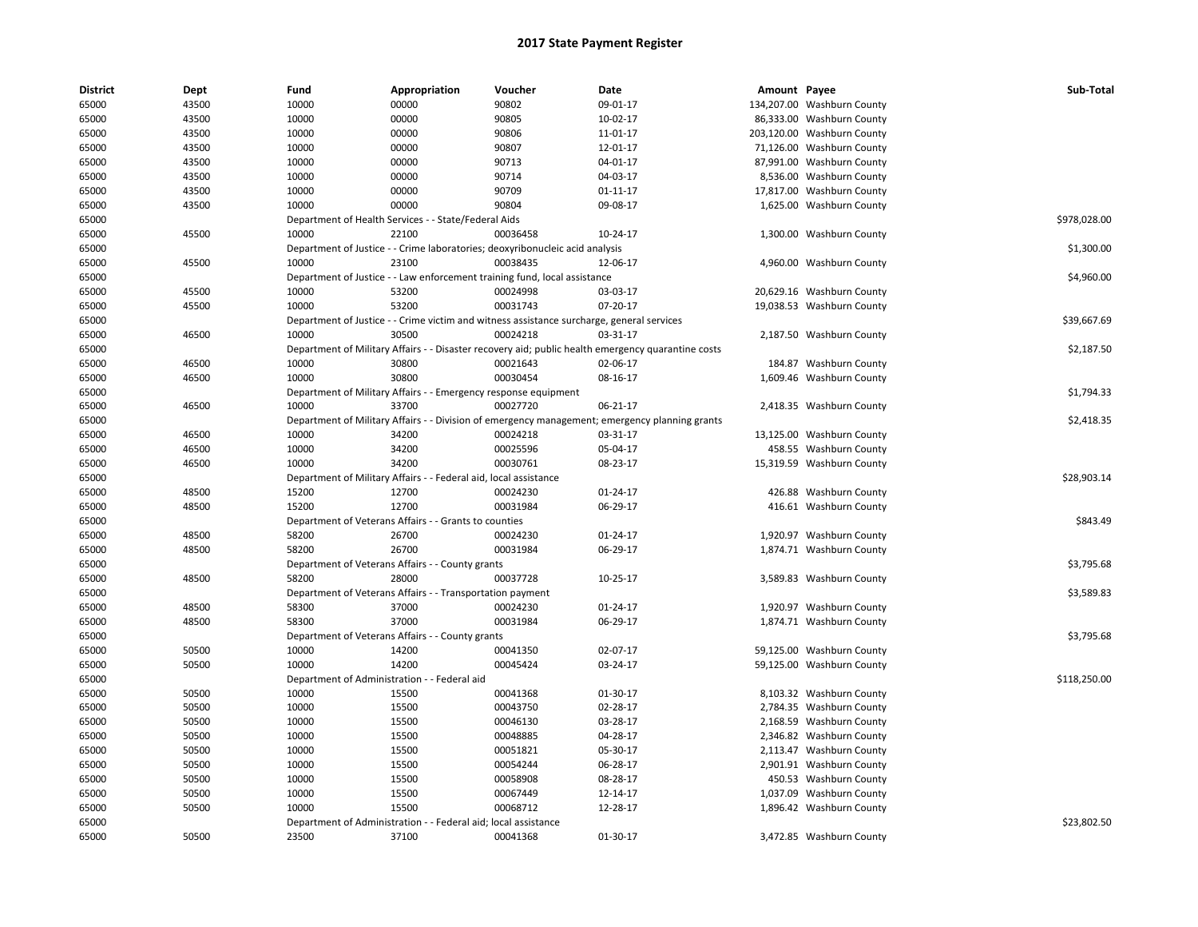# 2017 State Payment Register

| District | Dept | Fund | Appropriation | Voucher | Date | Amount | Payee | Sub-Total |
|---|---|---|---|---|---|---|---|---|
| 65000 | 43500 | 10000 | 00000 | 90802 | 09-01-17 | 134,207.00 | Washburn County | |
| 65000 | 43500 | 10000 | 00000 | 90805 | 10-02-17 | 86,333.00 | Washburn County | |
| 65000 | 43500 | 10000 | 00000 | 90806 | 11-01-17 | 203,120.00 | Washburn County | |
| 65000 | 43500 | 10000 | 00000 | 90807 | 12-01-17 | 71,126.00 | Washburn County | |
| 65000 | 43500 | 10000 | 00000 | 90713 | 04-01-17 | 87,991.00 | Washburn County | |
| 65000 | 43500 | 10000 | 00000 | 90714 | 04-03-17 | 8,536.00 | Washburn County | |
| 65000 | 43500 | 10000 | 00000 | 90709 | 01-11-17 | 17,817.00 | Washburn County | |
| 65000 | 43500 | 10000 | 00000 | 90804 | 09-08-17 | 1,625.00 | Washburn County | |
| 65000 | | Department of Health Services - - State/Federal Aids | | | | | | $978,028.00 |
| 65000 | 45500 | 10000 | 22100 | 00036458 | 10-24-17 | 1,300.00 | Washburn County | |
| 65000 | | Department of Justice - - Crime laboratories; deoxyribonucleic acid analysis | | | | | | $1,300.00 |
| 65000 | 45500 | 10000 | 23100 | 00038435 | 12-06-17 | 4,960.00 | Washburn County | |
| 65000 | | Department of Justice - - Law enforcement training fund, local assistance | | | | | | $4,960.00 |
| 65000 | 45500 | 10000 | 53200 | 00024998 | 03-03-17 | 20,629.16 | Washburn County | |
| 65000 | 45500 | 10000 | 53200 | 00031743 | 07-20-17 | 19,038.53 | Washburn County | |
| 65000 | | Department of Justice - - Crime victim and witness assistance surcharge, general services | | | | | | $39,667.69 |
| 65000 | 46500 | 10000 | 30500 | 00024218 | 03-31-17 | 2,187.50 | Washburn County | |
| 65000 | | Department of Military Affairs - - Disaster recovery aid; public health emergency quarantine costs | | | | | | $2,187.50 |
| 65000 | 46500 | 10000 | 30800 | 00021643 | 02-06-17 | 184.87 | Washburn County | |
| 65000 | 46500 | 10000 | 30800 | 00030454 | 08-16-17 | 1,609.46 | Washburn County | |
| 65000 | | Department of Military Affairs - - Emergency response equipment | | | | | | $1,794.33 |
| 65000 | 46500 | 10000 | 33700 | 00027720 | 06-21-17 | 2,418.35 | Washburn County | |
| 65000 | | Department of Military Affairs - - Division of emergency management; emergency planning grants | | | | | | $2,418.35 |
| 65000 | 46500 | 10000 | 34200 | 00024218 | 03-31-17 | 13,125.00 | Washburn County | |
| 65000 | 46500 | 10000 | 34200 | 00025596 | 05-04-17 | 458.55 | Washburn County | |
| 65000 | 46500 | 10000 | 34200 | 00030761 | 08-23-17 | 15,319.59 | Washburn County | |
| 65000 | | Department of Military Affairs - - Federal aid, local assistance | | | | | | $28,903.14 |
| 65000 | 48500 | 15200 | 12700 | 00024230 | 01-24-17 | 426.88 | Washburn County | |
| 65000 | 48500 | 15200 | 12700 | 00031984 | 06-29-17 | 416.61 | Washburn County | |
| 65000 | | Department of Veterans Affairs - - Grants to counties | | | | | | $843.49 |
| 65000 | 48500 | 58200 | 26700 | 00024230 | 01-24-17 | 1,920.97 | Washburn County | |
| 65000 | 48500 | 58200 | 26700 | 00031984 | 06-29-17 | 1,874.71 | Washburn County | |
| 65000 | | Department of Veterans Affairs - - County grants | | | | | | $3,795.68 |
| 65000 | 48500 | 58200 | 28000 | 00037728 | 10-25-17 | 3,589.83 | Washburn County | |
| 65000 | | Department of Veterans Affairs - - Transportation payment | | | | | | $3,589.83 |
| 65000 | 48500 | 58300 | 37000 | 00024230 | 01-24-17 | 1,920.97 | Washburn County | |
| 65000 | 48500 | 58300 | 37000 | 00031984 | 06-29-17 | 1,874.71 | Washburn County | |
| 65000 | | Department of Veterans Affairs - - County grants | | | | | | $3,795.68 |
| 65000 | 50500 | 10000 | 14200 | 00041350 | 02-07-17 | 59,125.00 | Washburn County | |
| 65000 | 50500 | 10000 | 14200 | 00045424 | 03-24-17 | 59,125.00 | Washburn County | |
| 65000 | | Department of Administration - - Federal aid | | | | | | $118,250.00 |
| 65000 | 50500 | 10000 | 15500 | 00041368 | 01-30-17 | 8,103.32 | Washburn County | |
| 65000 | 50500 | 10000 | 15500 | 00043750 | 02-28-17 | 2,784.35 | Washburn County | |
| 65000 | 50500 | 10000 | 15500 | 00046130 | 03-28-17 | 2,168.59 | Washburn County | |
| 65000 | 50500 | 10000 | 15500 | 00048885 | 04-28-17 | 2,346.82 | Washburn County | |
| 65000 | 50500 | 10000 | 15500 | 00051821 | 05-30-17 | 2,113.47 | Washburn County | |
| 65000 | 50500 | 10000 | 15500 | 00054244 | 06-28-17 | 2,901.91 | Washburn County | |
| 65000 | 50500 | 10000 | 15500 | 00058908 | 08-28-17 | 450.53 | Washburn County | |
| 65000 | 50500 | 10000 | 15500 | 00067449 | 12-14-17 | 1,037.09 | Washburn County | |
| 65000 | 50500 | 10000 | 15500 | 00068712 | 12-28-17 | 1,896.42 | Washburn County | |
| 65000 | | Department of Administration - - Federal aid; local assistance | | | | | | $23,802.50 |
| 65000 | 50500 | 23500 | 37100 | 00041368 | 01-30-17 | 3,472.85 | Washburn County | |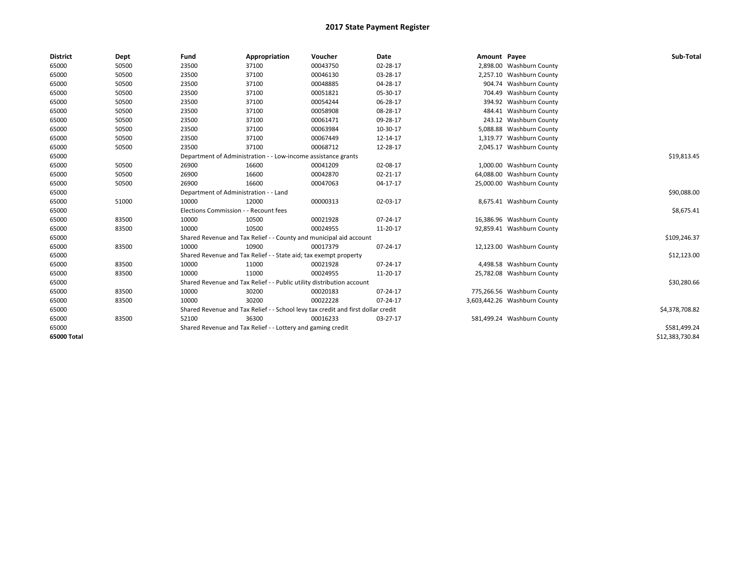# 2017 State Payment Register

| District | Dept | Fund | Appropriation | Voucher | Date | Amount | Payee | Sub-Total |
|---|---|---|---|---|---|---|---|---|
| 65000 | 50500 | 23500 | 37100 | 00043750 | 02-28-17 | 2,898.00 | Washburn County | |
| 65000 | 50500 | 23500 | 37100 | 00046130 | 03-28-17 | 2,257.10 | Washburn County | |
| 65000 | 50500 | 23500 | 37100 | 00048885 | 04-28-17 | 904.74 | Washburn County | |
| 65000 | 50500 | 23500 | 37100 | 00051821 | 05-30-17 | 704.49 | Washburn County | |
| 65000 | 50500 | 23500 | 37100 | 00054244 | 06-28-17 | 394.92 | Washburn County | |
| 65000 | 50500 | 23500 | 37100 | 00058908 | 08-28-17 | 484.41 | Washburn County | |
| 65000 | 50500 | 23500 | 37100 | 00061471 | 09-28-17 | 243.12 | Washburn County | |
| 65000 | 50500 | 23500 | 37100 | 00063984 | 10-30-17 | 5,088.88 | Washburn County | |
| 65000 | 50500 | 23500 | 37100 | 00067449 | 12-14-17 | 1,319.77 | Washburn County | |
| 65000 | 50500 | 23500 | 37100 | 00068712 | 12-28-17 | 2,045.17 | Washburn County | |
| 65000 | | Department of Administration - - Low-income assistance grants | | | | | | $19,813.45 |
| 65000 | 50500 | 26900 | 16600 | 00041209 | 02-08-17 | 1,000.00 | Washburn County | |
| 65000 | 50500 | 26900 | 16600 | 00042870 | 02-21-17 | 64,088.00 | Washburn County | |
| 65000 | 50500 | 26900 | 16600 | 00047063 | 04-17-17 | 25,000.00 | Washburn County | |
| 65000 | | Department of Administration - - Land | | | | | | $90,088.00 |
| 65000 | 51000 | 10000 | 12000 | 00000313 | 02-03-17 | 8,675.41 | Washburn County | |
| 65000 | | Elections Commission - - Recount fees | | | | | | $8,675.41 |
| 65000 | 83500 | 10000 | 10500 | 00021928 | 07-24-17 | 16,386.96 | Washburn County | |
| 65000 | 83500 | 10000 | 10500 | 00024955 | 11-20-17 | 92,859.41 | Washburn County | |
| 65000 | | Shared Revenue and Tax Relief - - County and municipal aid account | | | | | | $109,246.37 |
| 65000 | 83500 | 10000 | 10900 | 00017379 | 07-24-17 | 12,123.00 | Washburn County | |
| 65000 | | Shared Revenue and Tax Relief - - State aid; tax exempt property | | | | | | $12,123.00 |
| 65000 | 83500 | 10000 | 11000 | 00021928 | 07-24-17 | 4,498.58 | Washburn County | |
| 65000 | 83500 | 10000 | 11000 | 00024955 | 11-20-17 | 25,782.08 | Washburn County | |
| 65000 | | Shared Revenue and Tax Relief - - Public utility distribution account | | | | | | $30,280.66 |
| 65000 | 83500 | 10000 | 30200 | 00020183 | 07-24-17 | 775,266.56 | Washburn County | |
| 65000 | 83500 | 10000 | 30200 | 00022228 | 07-24-17 | 3,603,442.26 | Washburn County | |
| 65000 | | Shared Revenue and Tax Relief - - School levy tax credit and first dollar credit | | | | | | $4,378,708.82 |
| 65000 | 83500 | 52100 | 36300 | 00016233 | 03-27-17 | 581,499.24 | Washburn County | |
| 65000 | | Shared Revenue and Tax Relief - - Lottery and gaming credit | | | | | | $581,499.24 |
| **65000 Total** | | | | | | | | $12,383,730.84 |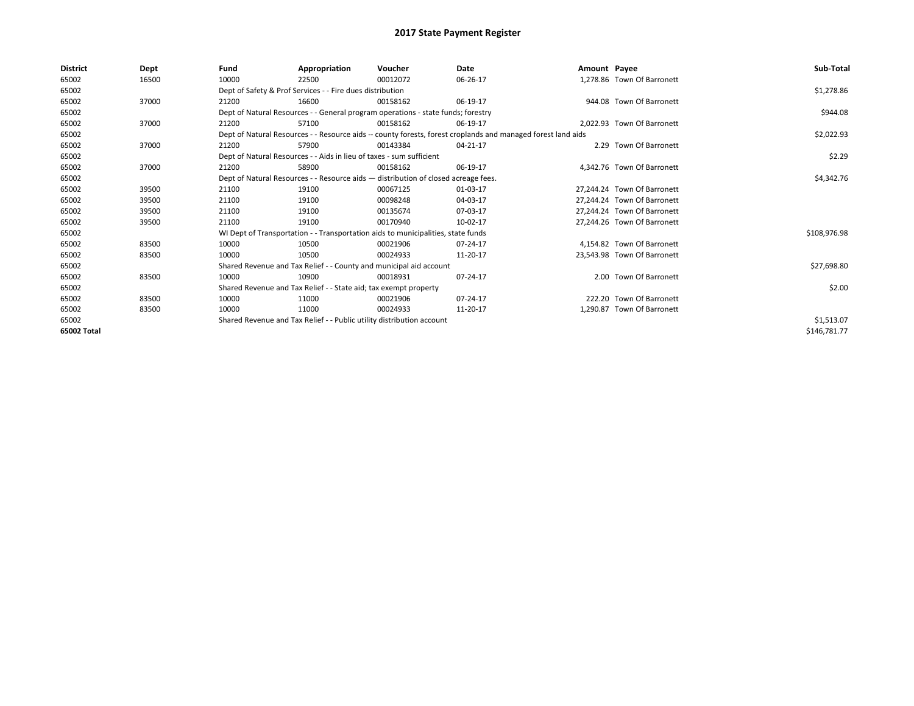# 2017 State Payment Register

| District | Dept | Fund | Appropriation | Voucher | Date | Amount | Payee | Sub-Total |
|---|---|---|---|---|---|---|---|---|
| 65002 | 16500 | 10000 | 22500 | 00012072 | 06-26-17 | 1,278.86 | Town Of Barronett | |
| 65002 | | Dept of Safety & Prof Services - - Fire dues distribution | | | | | | $1,278.86 |
| 65002 | 37000 | 21200 | 16600 | 00158162 | 06-19-17 | 944.08 | Town Of Barronett | |
| 65002 | | Dept of Natural Resources - - General program operations - state funds; forestry | | | | | | $944.08 |
| 65002 | 37000 | 21200 | 57100 | 00158162 | 06-19-17 | 2,022.93 | Town Of Barronett | |
| 65002 | | Dept of Natural Resources - - Resource aids -- county forests, forest croplands and managed forest land aids | | | | | | $2,022.93 |
| 65002 | 37000 | 21200 | 57900 | 00143384 | 04-21-17 | 2.29 | Town Of Barronett | |
| 65002 | | Dept of Natural Resources - - Aids in lieu of taxes - sum sufficient | | | | | | $2.29 |
| 65002 | 37000 | 21200 | 58900 | 00158162 | 06-19-17 | 4,342.76 | Town Of Barronett | |
| 65002 | | Dept of Natural Resources - - Resource aids — distribution of closed acreage fees. | | | | | | $4,342.76 |
| 65002 | 39500 | 21100 | 19100 | 00067125 | 01-03-17 | 27,244.24 | Town Of Barronett | |
| 65002 | 39500 | 21100 | 19100 | 00098248 | 04-03-17 | 27,244.24 | Town Of Barronett | |
| 65002 | 39500 | 21100 | 19100 | 00135674 | 07-03-17 | 27,244.24 | Town Of Barronett | |
| 65002 | 39500 | 21100 | 19100 | 00170940 | 10-02-17 | 27,244.26 | Town Of Barronett | |
| 65002 | | WI Dept of Transportation - - Transportation aids to municipalities, state funds | | | | | | $108,976.98 |
| 65002 | 83500 | 10000 | 10500 | 00021906 | 07-24-17 | 4,154.82 | Town Of Barronett | |
| 65002 | 83500 | 10000 | 10500 | 00024933 | 11-20-17 | 23,543.98 | Town Of Barronett | |
| 65002 | | Shared Revenue and Tax Relief - - County and municipal aid account | | | | | | $27,698.80 |
| 65002 | 83500 | 10000 | 10900 | 00018931 | 07-24-17 | 2.00 | Town Of Barronett | |
| 65002 | | Shared Revenue and Tax Relief - - State aid; tax exempt property | | | | | | $2.00 |
| 65002 | 83500 | 10000 | 11000 | 00021906 | 07-24-17 | 222.20 | Town Of Barronett | |
| 65002 | 83500 | 10000 | 11000 | 00024933 | 11-20-17 | 1,290.87 | Town Of Barronett | |
| 65002 | | Shared Revenue and Tax Relief - - Public utility distribution account | | | | | | $1,513.07 |
| 65002 Total | | | | | | | | $146,781.77 |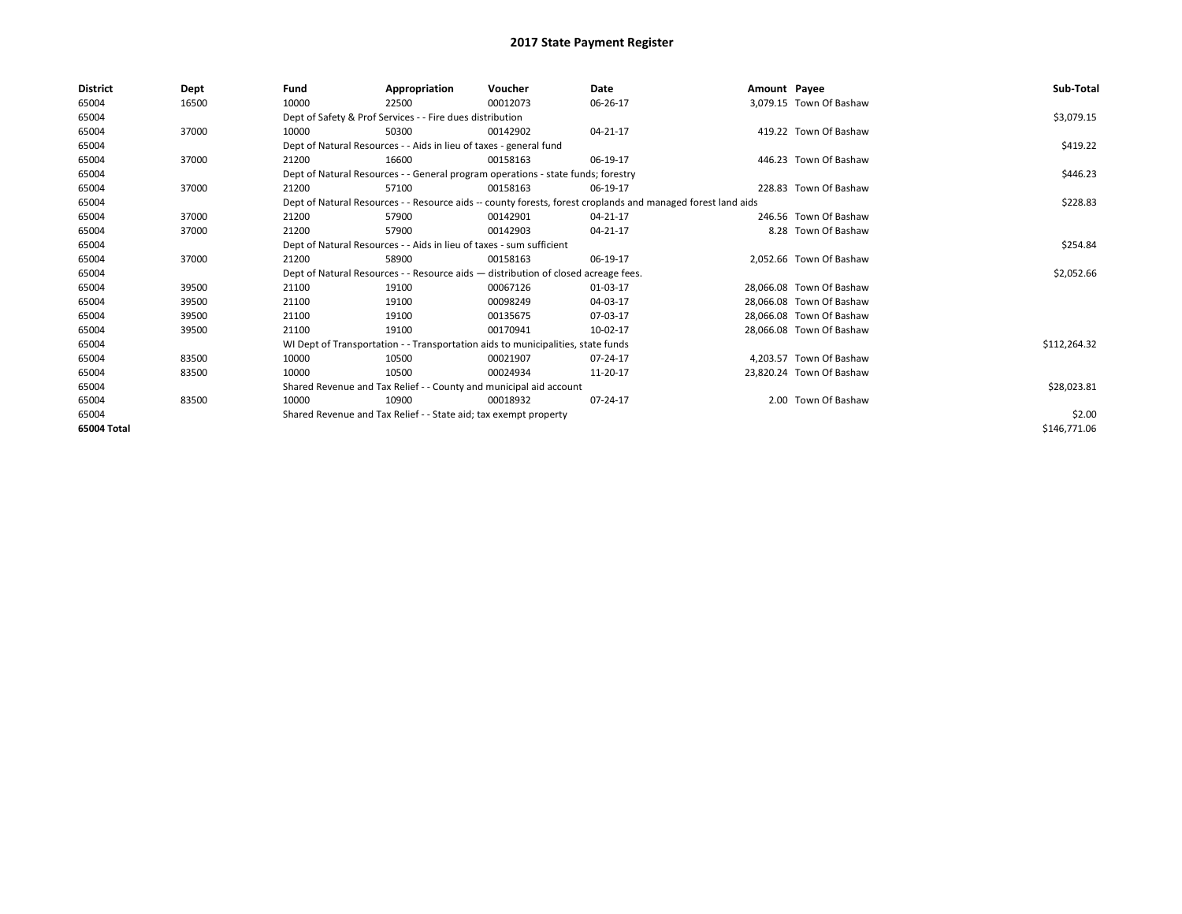# 2017 State Payment Register

| District | Dept | Fund | Appropriation | Voucher | Date | Amount | Payee | Sub-Total |
|---|---|---|---|---|---|---|---|---|
| 65004 | 16500 | 10000 | 22500 | 00012073 | 06-26-17 | 3,079.15 | Town Of Bashaw | |
| 65004 | | Dept of Safety & Prof Services - - Fire dues distribution | | | | | | $3,079.15 |
| 65004 | 37000 | 10000 | 50300 | 00142902 | 04-21-17 | 419.22 | Town Of Bashaw | |
| 65004 | | Dept of Natural Resources - - Aids in lieu of taxes - general fund | | | | | | $419.22 |
| 65004 | 37000 | 21200 | 16600 | 00158163 | 06-19-17 | 446.23 | Town Of Bashaw | |
| 65004 | | Dept of Natural Resources - - General program operations - state funds; forestry | | | | | | $446.23 |
| 65004 | 37000 | 21200 | 57100 | 00158163 | 06-19-17 | 228.83 | Town Of Bashaw | |
| 65004 | | Dept of Natural Resources - - Resource aids -- county forests, forest croplands and managed forest land aids | | | | | | $228.83 |
| 65004 | 37000 | 21200 | 57900 | 00142901 | 04-21-17 | 246.56 | Town Of Bashaw | |
| 65004 | 37000 | 21200 | 57900 | 00142903 | 04-21-17 | 8.28 | Town Of Bashaw | |
| 65004 | | Dept of Natural Resources - - Aids in lieu of taxes - sum sufficient | | | | | | $254.84 |
| 65004 | 37000 | 21200 | 58900 | 00158163 | 06-19-17 | 2,052.66 | Town Of Bashaw | |
| 65004 | | Dept of Natural Resources - - Resource aids — distribution of closed acreage fees. | | | | | | $2,052.66 |
| 65004 | 39500 | 21100 | 19100 | 00067126 | 01-03-17 | 28,066.08 | Town Of Bashaw | |
| 65004 | 39500 | 21100 | 19100 | 00098249 | 04-03-17 | 28,066.08 | Town Of Bashaw | |
| 65004 | 39500 | 21100 | 19100 | 00135675 | 07-03-17 | 28,066.08 | Town Of Bashaw | |
| 65004 | 39500 | 21100 | 19100 | 00170941 | 10-02-17 | 28,066.08 | Town Of Bashaw | |
| 65004 | | WI Dept of Transportation - - Transportation aids to municipalities, state funds | | | | | | $112,264.32 |
| 65004 | 83500 | 10000 | 10500 | 00021907 | 07-24-17 | 4,203.57 | Town Of Bashaw | |
| 65004 | 83500 | 10000 | 10500 | 00024934 | 11-20-17 | 23,820.24 | Town Of Bashaw | |
| 65004 | | Shared Revenue and Tax Relief - - County and municipal aid account | | | | | | $28,023.81 |
| 65004 | 83500 | 10000 | 10900 | 00018932 | 07-24-17 | 2.00 | Town Of Bashaw | |
| 65004 | | Shared Revenue and Tax Relief - - State aid; tax exempt property | | | | | | $2.00 |
| **65004 Total** | | | | | | | | $146,771.06 |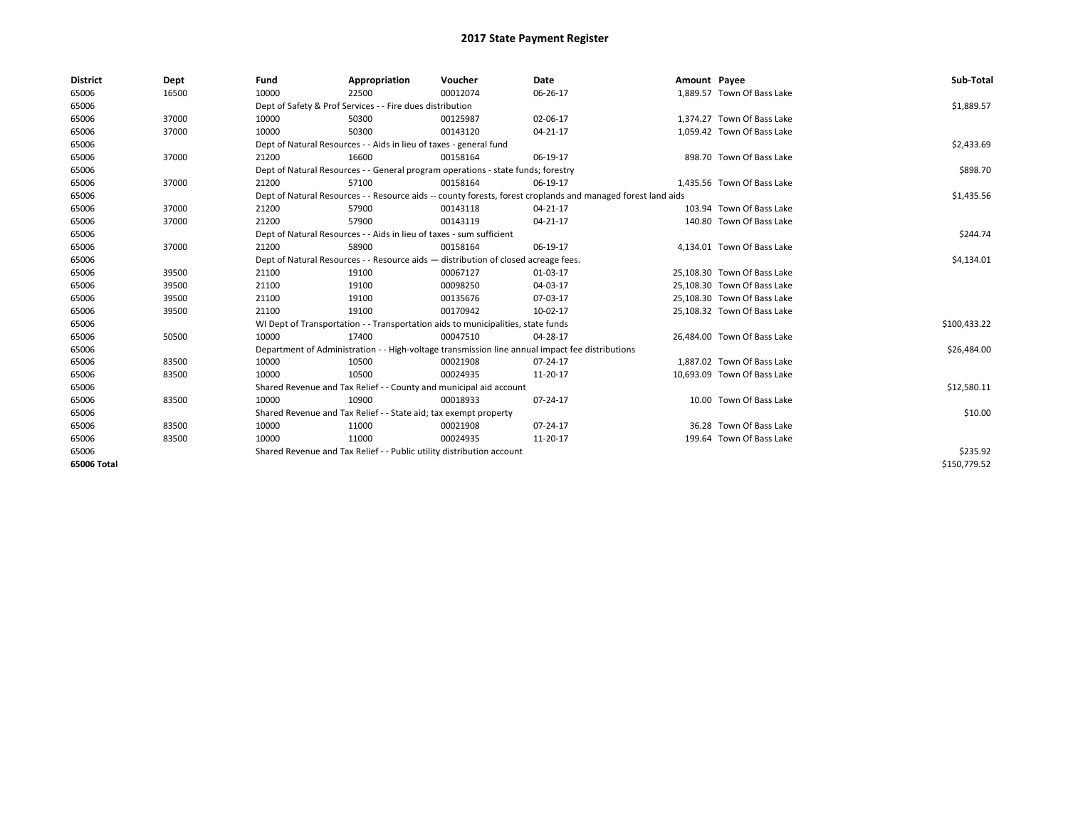# 2017 State Payment Register

| District | Dept | Fund | Appropriation | Voucher | Date | Amount | Payee | Sub-Total |
|---|---|---|---|---|---|---|---|---|
| 65006 | 16500 | 10000 | 22500 | 00012074 | 06-26-17 | 1,889.57 | Town Of Bass Lake | |
| 65006 | | Dept of Safety & Prof Services - - Fire dues distribution | | | | | | $1,889.57 |
| 65006 | 37000 | 10000 | 50300 | 00125987 | 02-06-17 | 1,374.27 | Town Of Bass Lake | |
| 65006 | 37000 | 10000 | 50300 | 00143120 | 04-21-17 | 1,059.42 | Town Of Bass Lake | |
| 65006 | | Dept of Natural Resources - - Aids in lieu of taxes - general fund | | | | | | $2,433.69 |
| 65006 | 37000 | 21200 | 16600 | 00158164 | 06-19-17 | 898.70 | Town Of Bass Lake | |
| 65006 | | Dept of Natural Resources - - General program operations - state funds; forestry | | | | | | $898.70 |
| 65006 | 37000 | 21200 | 57100 | 00158164 | 06-19-17 | 1,435.56 | Town Of Bass Lake | |
| 65006 | | Dept of Natural Resources - - Resource aids -- county forests, forest croplands and managed forest land aids | | | | | | $1,435.56 |
| 65006 | 37000 | 21200 | 57900 | 00143118 | 04-21-17 | 103.94 | Town Of Bass Lake | |
| 65006 | 37000 | 21200 | 57900 | 00143119 | 04-21-17 | 140.80 | Town Of Bass Lake | |
| 65006 | | Dept of Natural Resources - - Aids in lieu of taxes - sum sufficient | | | | | | $244.74 |
| 65006 | 37000 | 21200 | 58900 | 00158164 | 06-19-17 | 4,134.01 | Town Of Bass Lake | |
| 65006 | | Dept of Natural Resources - - Resource aids — distribution of closed acreage fees. | | | | | | $4,134.01 |
| 65006 | 39500 | 21100 | 19100 | 00067127 | 01-03-17 | 25,108.30 | Town Of Bass Lake | |
| 65006 | 39500 | 21100 | 19100 | 00098250 | 04-03-17 | 25,108.30 | Town Of Bass Lake | |
| 65006 | 39500 | 21100 | 19100 | 00135676 | 07-03-17 | 25,108.30 | Town Of Bass Lake | |
| 65006 | 39500 | 21100 | 19100 | 00170942 | 10-02-17 | 25,108.32 | Town Of Bass Lake | |
| 65006 | | WI Dept of Transportation - - Transportation aids to municipalities, state funds | | | | | | $100,433.22 |
| 65006 | 50500 | 10000 | 17400 | 00047510 | 04-28-17 | 26,484.00 | Town Of Bass Lake | |
| 65006 | | Department of Administration - - High-voltage transmission line annual impact fee distributions | | | | | | $26,484.00 |
| 65006 | 83500 | 10000 | 10500 | 00021908 | 07-24-17 | 1,887.02 | Town Of Bass Lake | |
| 65006 | 83500 | 10000 | 10500 | 00024935 | 11-20-17 | 10,693.09 | Town Of Bass Lake | |
| 65006 | | Shared Revenue and Tax Relief - - County and municipal aid account | | | | | | $12,580.11 |
| 65006 | 83500 | 10000 | 10900 | 00018933 | 07-24-17 | 10.00 | Town Of Bass Lake | |
| 65006 | | Shared Revenue and Tax Relief - - State aid; tax exempt property | | | | | | $10.00 |
| 65006 | 83500 | 10000 | 11000 | 00021908 | 07-24-17 | 36.28 | Town Of Bass Lake | |
| 65006 | 83500 | 10000 | 11000 | 00024935 | 11-20-17 | 199.64 | Town Of Bass Lake | |
| 65006 | | Shared Revenue and Tax Relief - - Public utility distribution account | | | | | | $235.92 |
| 65006 Total | | | | | | | | $150,779.52 |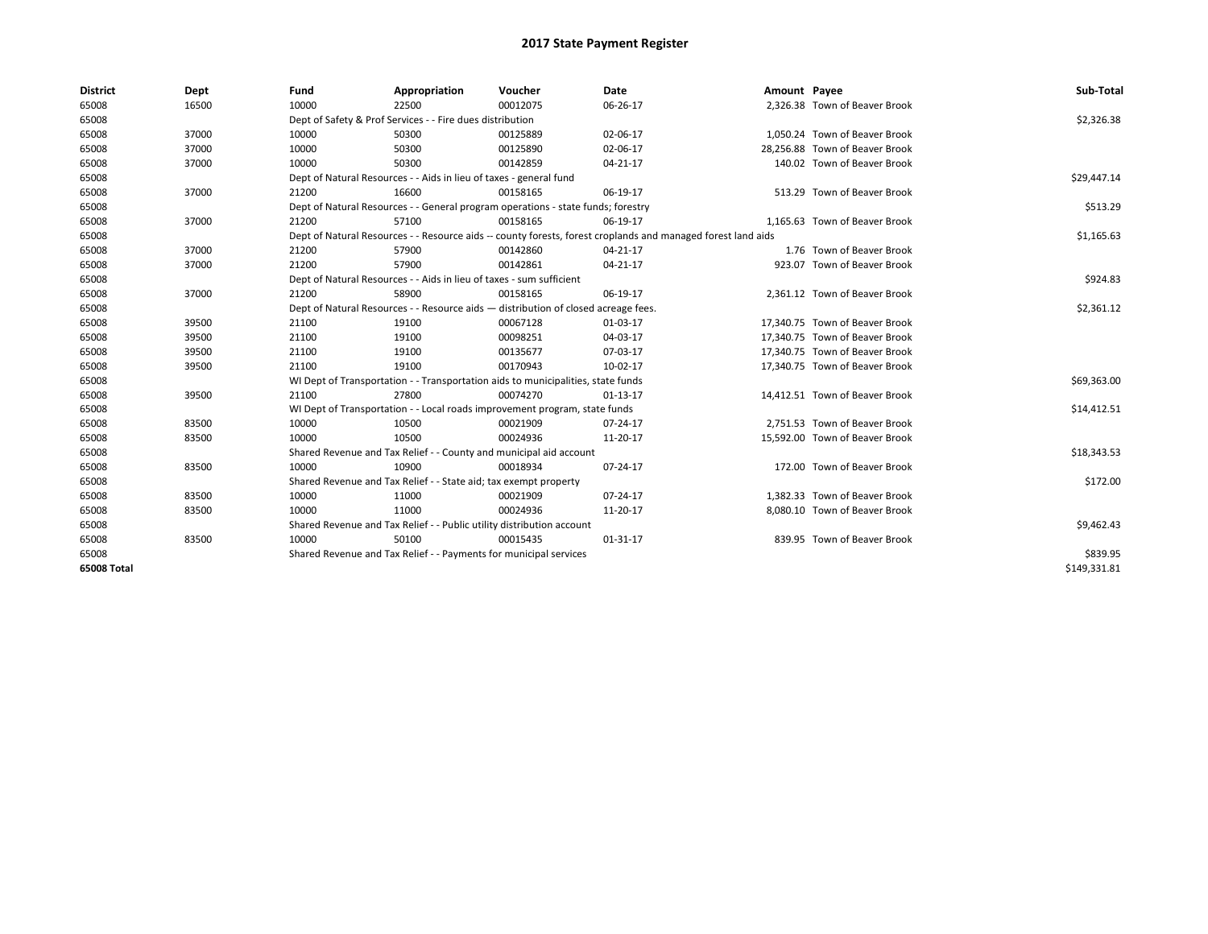# 2017 State Payment Register

| District | Dept | Fund | Appropriation | Voucher | Date | Amount | Payee | Sub-Total |
|---|---|---|---|---|---|---|---|---|
| 65008 | 16500 | 10000 | 22500 | 00012075 | 06-26-17 | 2,326.38 | Town of Beaver Brook | |
| 65008 | | Dept of Safety & Prof Services - - Fire dues distribution | | | | | | $2,326.38 |
| 65008 | 37000 | 10000 | 50300 | 00125889 | 02-06-17 | 1,050.24 | Town of Beaver Brook | |
| 65008 | 37000 | 10000 | 50300 | 00125890 | 02-06-17 | 28,256.88 | Town of Beaver Brook | |
| 65008 | 37000 | 10000 | 50300 | 00142859 | 04-21-17 | 140.02 | Town of Beaver Brook | |
| 65008 | | Dept of Natural Resources - - Aids in lieu of taxes - general fund | | | | | | $29,447.14 |
| 65008 | 37000 | 21200 | 16600 | 00158165 | 06-19-17 | 513.29 | Town of Beaver Brook | |
| 65008 | | Dept of Natural Resources - - General program operations - state funds; forestry | | | | | | $513.29 |
| 65008 | 37000 | 21200 | 57100 | 00158165 | 06-19-17 | 1,165.63 | Town of Beaver Brook | |
| 65008 | | Dept of Natural Resources - - Resource aids -- county forests, forest croplands and managed forest land aids | | | | | | $1,165.63 |
| 65008 | 37000 | 21200 | 57900 | 00142860 | 04-21-17 | 1.76 | Town of Beaver Brook | |
| 65008 | 37000 | 21200 | 57900 | 00142861 | 04-21-17 | 923.07 | Town of Beaver Brook | |
| 65008 | | Dept of Natural Resources - - Aids in lieu of taxes - sum sufficient | | | | | | $924.83 |
| 65008 | 37000 | 21200 | 58900 | 00158165 | 06-19-17 | 2,361.12 | Town of Beaver Brook | |
| 65008 | | Dept of Natural Resources - - Resource aids — distribution of closed acreage fees. | | | | | | $2,361.12 |
| 65008 | 39500 | 21100 | 19100 | 00067128 | 01-03-17 | 17,340.75 | Town of Beaver Brook | |
| 65008 | 39500 | 21100 | 19100 | 00098251 | 04-03-17 | 17,340.75 | Town of Beaver Brook | |
| 65008 | 39500 | 21100 | 19100 | 00135677 | 07-03-17 | 17,340.75 | Town of Beaver Brook | |
| 65008 | 39500 | 21100 | 19100 | 00170943 | 10-02-17 | 17,340.75 | Town of Beaver Brook | |
| 65008 | | WI Dept of Transportation - - Transportation aids to municipalities, state funds | | | | | | $69,363.00 |
| 65008 | 39500 | 21100 | 27800 | 00074270 | 01-13-17 | 14,412.51 | Town of Beaver Brook | |
| 65008 | | WI Dept of Transportation - - Local roads improvement program, state funds | | | | | | $14,412.51 |
| 65008 | 83500 | 10000 | 10500 | 00021909 | 07-24-17 | 2,751.53 | Town of Beaver Brook | |
| 65008 | 83500 | 10000 | 10500 | 00024936 | 11-20-17 | 15,592.00 | Town of Beaver Brook | |
| 65008 | | Shared Revenue and Tax Relief - - County and municipal aid account | | | | | | $18,343.53 |
| 65008 | 83500 | 10000 | 10900 | 00018934 | 07-24-17 | 172.00 | Town of Beaver Brook | |
| 65008 | | Shared Revenue and Tax Relief - - State aid; tax exempt property | | | | | | $172.00 |
| 65008 | 83500 | 10000 | 11000 | 00021909 | 07-24-17 | 1,382.33 | Town of Beaver Brook | |
| 65008 | 83500 | 10000 | 11000 | 00024936 | 11-20-17 | 8,080.10 | Town of Beaver Brook | |
| 65008 | | Shared Revenue and Tax Relief - - Public utility distribution account | | | | | | $9,462.43 |
| 65008 | 83500 | 10000 | 50100 | 00015435 | 01-31-17 | 839.95 | Town of Beaver Brook | |
| 65008 | | Shared Revenue and Tax Relief - - Payments for municipal services | | | | | | $839.95 |
| **65008 Total** | | | | | | | | $149,331.81 |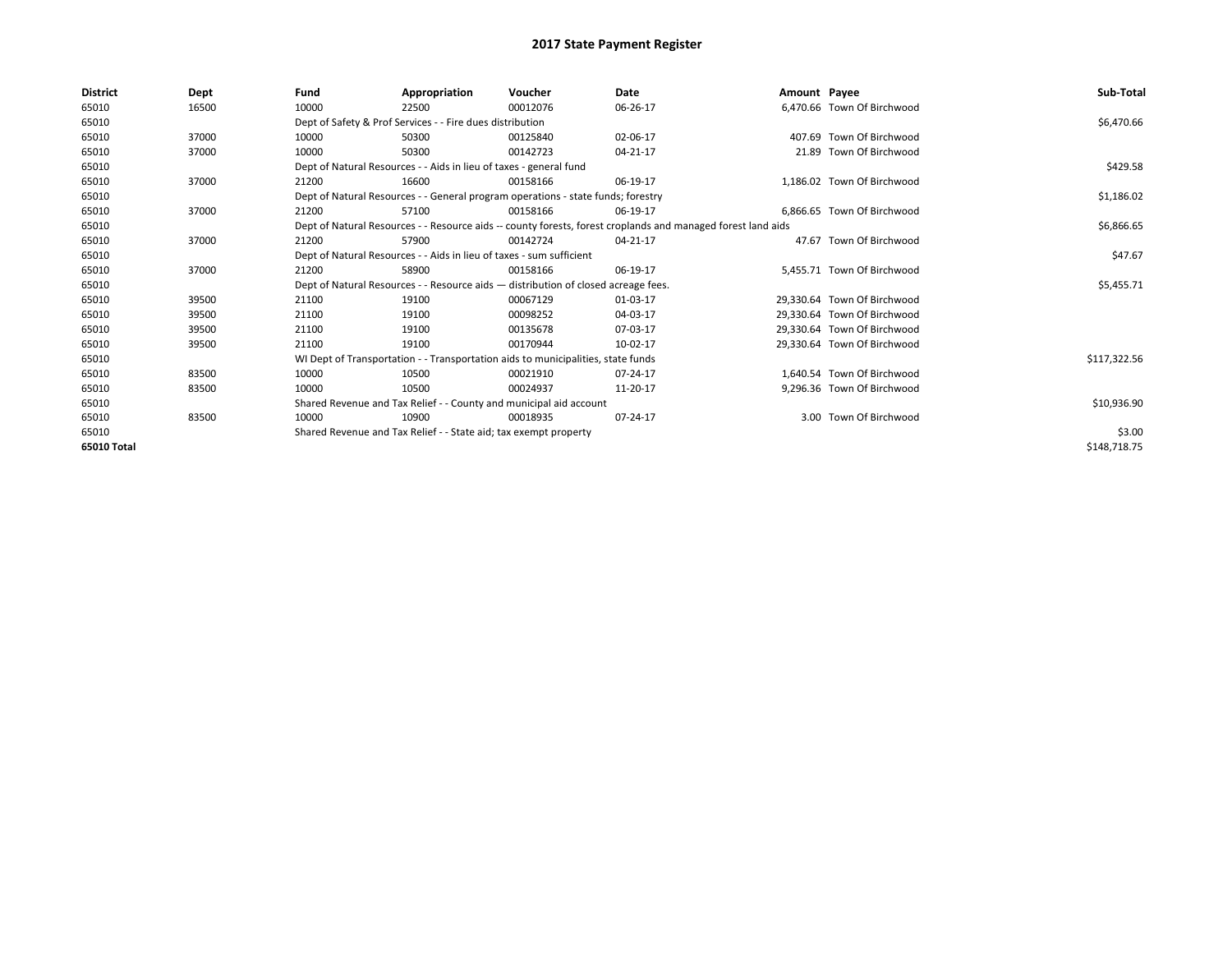# 2017 State Payment Register

| District | Dept | Fund | Appropriation | Voucher | Date | Amount | Payee | Sub-Total |
|---|---|---|---|---|---|---|---|---|
| 65010 | 16500 | 10000 | 22500 | 00012076 | 06-26-17 | 6,470.66 | Town Of Birchwood | |
| 65010 | | Dept of Safety & Prof Services - - Fire dues distribution | | | | | | $6,470.66 |
| 65010 | 37000 | 10000 | 50300 | 00125840 | 02-06-17 | 407.69 | Town Of Birchwood | |
| 65010 | 37000 | 10000 | 50300 | 00142723 | 04-21-17 | 21.89 | Town Of Birchwood | |
| 65010 | | Dept of Natural Resources - - Aids in lieu of taxes - general fund | | | | | | $429.58 |
| 65010 | 37000 | 21200 | 16600 | 00158166 | 06-19-17 | 1,186.02 | Town Of Birchwood | |
| 65010 | | Dept of Natural Resources - - General program operations - state funds; forestry | | | | | | $1,186.02 |
| 65010 | 37000 | 21200 | 57100 | 00158166 | 06-19-17 | 6,866.65 | Town Of Birchwood | |
| 65010 | | Dept of Natural Resources - - Resource aids -- county forests, forest croplands and managed forest land aids | | | | | | $6,866.65 |
| 65010 | 37000 | 21200 | 57900 | 00142724 | 04-21-17 | 47.67 | Town Of Birchwood | |
| 65010 | | Dept of Natural Resources - - Aids in lieu of taxes - sum sufficient | | | | | | $47.67 |
| 65010 | 37000 | 21200 | 58900 | 00158166 | 06-19-17 | 5,455.71 | Town Of Birchwood | |
| 65010 | | Dept of Natural Resources - - Resource aids — distribution of closed acreage fees. | | | | | | $5,455.71 |
| 65010 | 39500 | 21100 | 19100 | 00067129 | 01-03-17 | 29,330.64 | Town Of Birchwood | |
| 65010 | 39500 | 21100 | 19100 | 00098252 | 04-03-17 | 29,330.64 | Town Of Birchwood | |
| 65010 | 39500 | 21100 | 19100 | 00135678 | 07-03-17 | 29,330.64 | Town Of Birchwood | |
| 65010 | 39500 | 21100 | 19100 | 00170944 | 10-02-17 | 29,330.64 | Town Of Birchwood | |
| 65010 | | WI Dept of Transportation - - Transportation aids to municipalities, state funds | | | | | | $117,322.56 |
| 65010 | 83500 | 10000 | 10500 | 00021910 | 07-24-17 | 1,640.54 | Town Of Birchwood | |
| 65010 | 83500 | 10000 | 10500 | 00024937 | 11-20-17 | 9,296.36 | Town Of Birchwood | |
| 65010 | | Shared Revenue and Tax Relief - - County and municipal aid account | | | | | | $10,936.90 |
| 65010 | 83500 | 10000 | 10900 | 00018935 | 07-24-17 | 3.00 | Town Of Birchwood | |
| 65010 | | Shared Revenue and Tax Relief - - State aid; tax exempt property | | | | | | $3.00 |
| **65010 Total** | | | | | | | | $148,718.75 |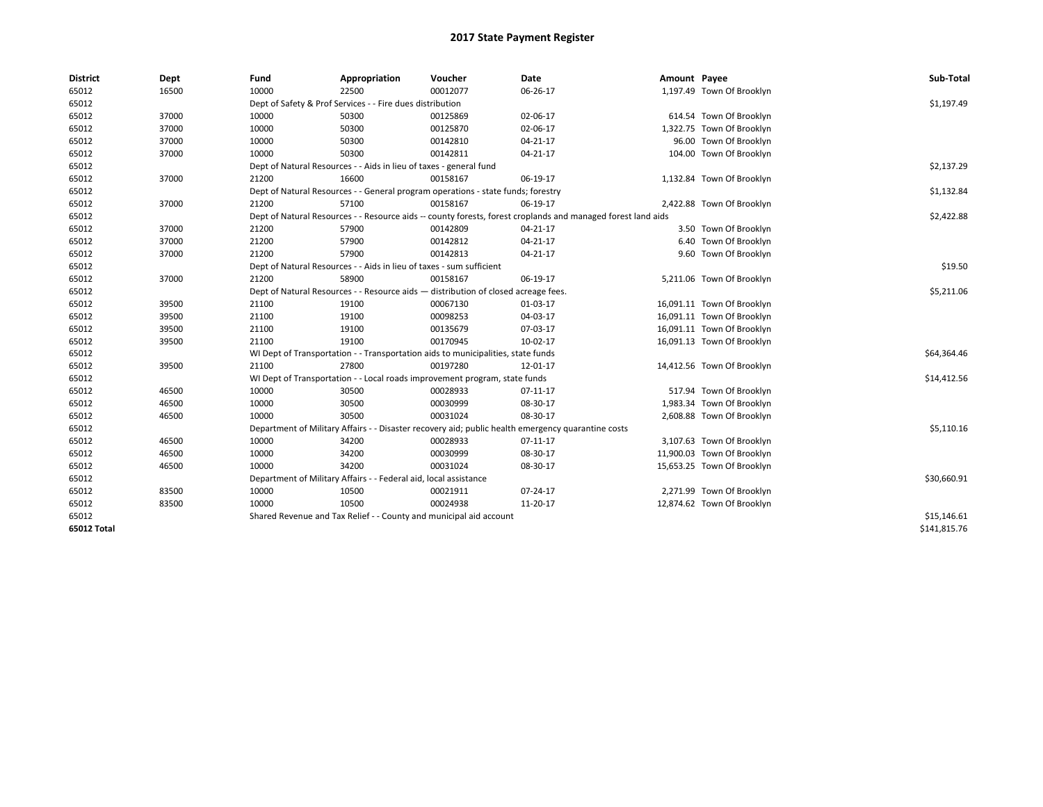# 2017 State Payment Register

| District | Dept | Fund | Appropriation | Voucher | Date | Amount | Payee | Sub-Total |
|---|---|---|---|---|---|---|---|---|
| 65012 | 16500 | 10000 | 22500 | 00012077 | 06-26-17 | 1,197.49 | Town Of Brooklyn | |
| 65012 | | Dept of Safety & Prof Services - - Fire dues distribution | | | | | | $1,197.49 |
| 65012 | 37000 | 10000 | 50300 | 00125869 | 02-06-17 | 614.54 | Town Of Brooklyn | |
| 65012 | 37000 | 10000 | 50300 | 00125870 | 02-06-17 | 1,322.75 | Town Of Brooklyn | |
| 65012 | 37000 | 10000 | 50300 | 00142810 | 04-21-17 | 96.00 | Town Of Brooklyn | |
| 65012 | 37000 | 10000 | 50300 | 00142811 | 04-21-17 | 104.00 | Town Of Brooklyn | |
| 65012 | | Dept of Natural Resources - - Aids in lieu of taxes - general fund | | | | | | $2,137.29 |
| 65012 | 37000 | 21200 | 16600 | 00158167 | 06-19-17 | 1,132.84 | Town Of Brooklyn | |
| 65012 | | Dept of Natural Resources - - General program operations - state funds; forestry | | | | | | $1,132.84 |
| 65012 | 37000 | 21200 | 57100 | 00158167 | 06-19-17 | 2,422.88 | Town Of Brooklyn | |
| 65012 | | Dept of Natural Resources - - Resource aids -- county forests, forest croplands and managed forest land aids | | | | | | $2,422.88 |
| 65012 | 37000 | 21200 | 57900 | 00142809 | 04-21-17 | 3.50 | Town Of Brooklyn | |
| 65012 | 37000 | 21200 | 57900 | 00142812 | 04-21-17 | 6.40 | Town Of Brooklyn | |
| 65012 | 37000 | 21200 | 57900 | 00142813 | 04-21-17 | 9.60 | Town Of Brooklyn | |
| 65012 | | Dept of Natural Resources - - Aids in lieu of taxes - sum sufficient | | | | | | $19.50 |
| 65012 | 37000 | 21200 | 58900 | 00158167 | 06-19-17 | 5,211.06 | Town Of Brooklyn | |
| 65012 | | Dept of Natural Resources - - Resource aids — distribution of closed acreage fees. | | | | | | $5,211.06 |
| 65012 | 39500 | 21100 | 19100 | 00067130 | 01-03-17 | 16,091.11 | Town Of Brooklyn | |
| 65012 | 39500 | 21100 | 19100 | 00098253 | 04-03-17 | 16,091.11 | Town Of Brooklyn | |
| 65012 | 39500 | 21100 | 19100 | 00135679 | 07-03-17 | 16,091.11 | Town Of Brooklyn | |
| 65012 | 39500 | 21100 | 19100 | 00170945 | 10-02-17 | 16,091.13 | Town Of Brooklyn | |
| 65012 | | WI Dept of Transportation - - Transportation aids to municipalities, state funds | | | | | | $64,364.46 |
| 65012 | 39500 | 21100 | 27800 | 00197280 | 12-01-17 | 14,412.56 | Town Of Brooklyn | |
| 65012 | | WI Dept of Transportation - - Local roads improvement program, state funds | | | | | | $14,412.56 |
| 65012 | 46500 | 10000 | 30500 | 00028933 | 07-11-17 | 517.94 | Town Of Brooklyn | |
| 65012 | 46500 | 10000 | 30500 | 00030999 | 08-30-17 | 1,983.34 | Town Of Brooklyn | |
| 65012 | 46500 | 10000 | 30500 | 00031024 | 08-30-17 | 2,608.88 | Town Of Brooklyn | |
| 65012 | | Department of Military Affairs - - Disaster recovery aid; public health emergency quarantine costs | | | | | | $5,110.16 |
| 65012 | 46500 | 10000 | 34200 | 00028933 | 07-11-17 | 3,107.63 | Town Of Brooklyn | |
| 65012 | 46500 | 10000 | 34200 | 00030999 | 08-30-17 | 11,900.03 | Town Of Brooklyn | |
| 65012 | 46500 | 10000 | 34200 | 00031024 | 08-30-17 | 15,653.25 | Town Of Brooklyn | |
| 65012 | | Department of Military Affairs - - Federal aid, local assistance | | | | | | $30,660.91 |
| 65012 | 83500 | 10000 | 10500 | 00021911 | 07-24-17 | 2,271.99 | Town Of Brooklyn | |
| 65012 | 83500 | 10000 | 10500 | 00024938 | 11-20-17 | 12,874.62 | Town Of Brooklyn | |
| 65012 | | Shared Revenue and Tax Relief - - County and municipal aid account | | | | | | $15,146.61 |
| **65012 Total** | | | | | | | | $141,815.76 |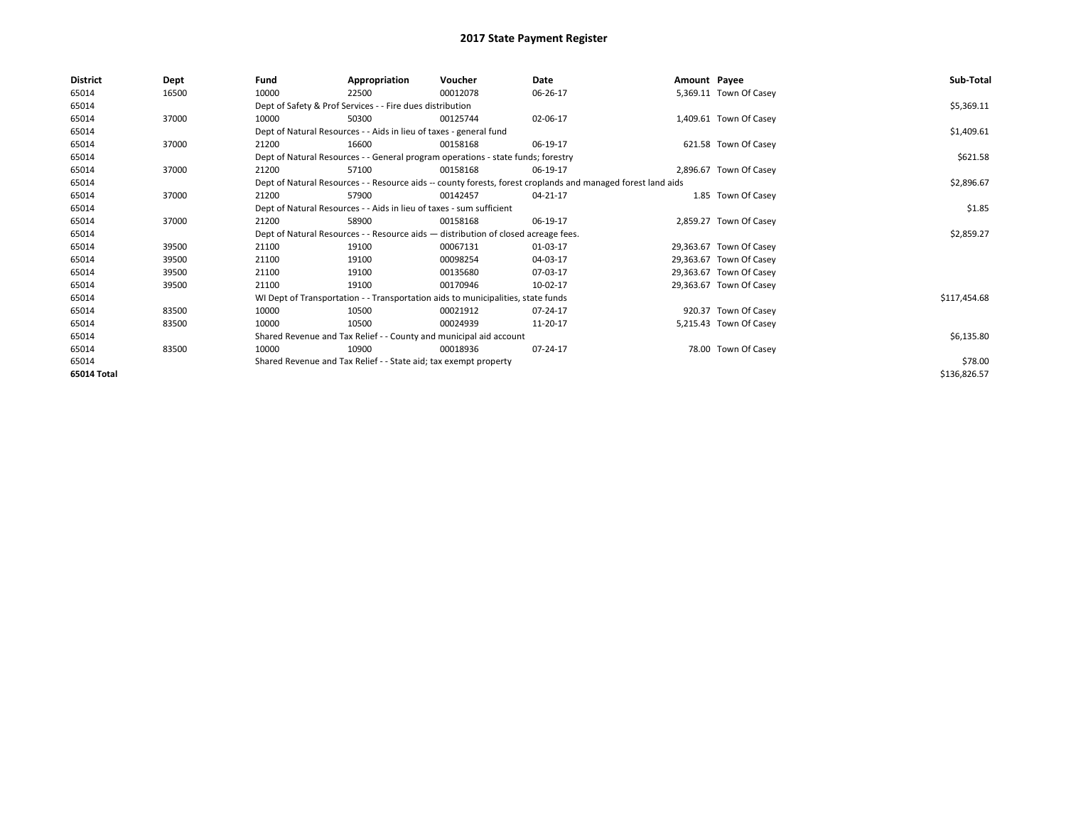# 2017 State Payment Register

| District | Dept | Fund | Appropriation | Voucher | Date | Amount | Payee | Sub-Total |
|---|---|---|---|---|---|---|---|---|
| 65014 | 16500 | 10000 | 22500 | 00012078 | 06-26-17 | 5,369.11 | Town Of Casey | |
| 65014 | | Dept of Safety & Prof Services - - Fire dues distribution | | | | | | $5,369.11 |
| 65014 | 37000 | 10000 | 50300 | 00125744 | 02-06-17 | 1,409.61 | Town Of Casey | |
| 65014 | | Dept of Natural Resources - - Aids in lieu of taxes - general fund | | | | | | $1,409.61 |
| 65014 | 37000 | 21200 | 16600 | 00158168 | 06-19-17 | 621.58 | Town Of Casey | |
| 65014 | | Dept of Natural Resources - - General program operations - state funds; forestry | | | | | | $621.58 |
| 65014 | 37000 | 21200 | 57100 | 00158168 | 06-19-17 | 2,896.67 | Town Of Casey | |
| 65014 | | Dept of Natural Resources - - Resource aids -- county forests, forest croplands and managed forest land aids | | | | | | $2,896.67 |
| 65014 | 37000 | 21200 | 57900 | 00142457 | 04-21-17 | 1.85 | Town Of Casey | |
| 65014 | | Dept of Natural Resources - - Aids in lieu of taxes - sum sufficient | | | | | | $1.85 |
| 65014 | 37000 | 21200 | 58900 | 00158168 | 06-19-17 | 2,859.27 | Town Of Casey | |
| 65014 | | Dept of Natural Resources - - Resource aids — distribution of closed acreage fees. | | | | | | $2,859.27 |
| 65014 | 39500 | 21100 | 19100 | 00067131 | 01-03-17 | 29,363.67 | Town Of Casey | |
| 65014 | 39500 | 21100 | 19100 | 00098254 | 04-03-17 | 29,363.67 | Town Of Casey | |
| 65014 | 39500 | 21100 | 19100 | 00135680 | 07-03-17 | 29,363.67 | Town Of Casey | |
| 65014 | 39500 | 21100 | 19100 | 00170946 | 10-02-17 | 29,363.67 | Town Of Casey | |
| 65014 | | WI Dept of Transportation - - Transportation aids to municipalities, state funds | | | | | | $117,454.68 |
| 65014 | 83500 | 10000 | 10500 | 00021912 | 07-24-17 | 920.37 | Town Of Casey | |
| 65014 | 83500 | 10000 | 10500 | 00024939 | 11-20-17 | 5,215.43 | Town Of Casey | |
| 65014 | | Shared Revenue and Tax Relief - - County and municipal aid account | | | | | | $6,135.80 |
| 65014 | 83500 | 10000 | 10900 | 00018936 | 07-24-17 | 78.00 | Town Of Casey | |
| 65014 | | Shared Revenue and Tax Relief - - State aid; tax exempt property | | | | | | $78.00 |
| 65014 Total | | | | | | | | $136,826.57 |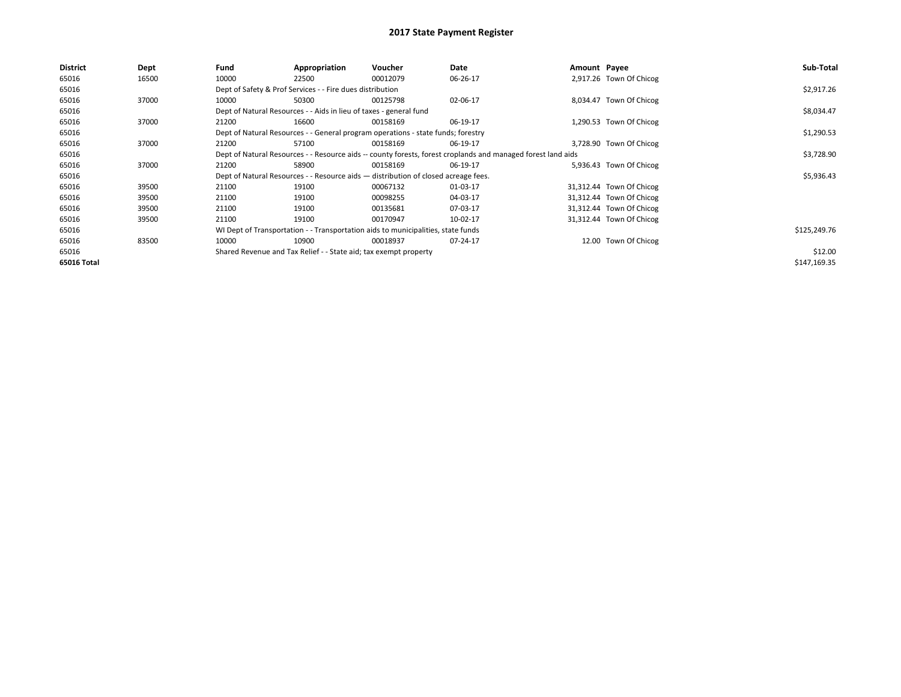# 2017 State Payment Register

| District | Dept | Fund | Appropriation | Voucher | Date | Amount | Payee | Sub-Total |
|---|---|---|---|---|---|---|---|---|
| 65016 | 16500 | 10000 | 22500 | 00012079 | 06-26-17 | 2,917.26 | Town Of Chicog | |
| 65016 | | Dept of Safety & Prof Services - - Fire dues distribution | | | | | | $2,917.26 |
| 65016 | 37000 | 10000 | 50300 | 00125798 | 02-06-17 | 8,034.47 | Town Of Chicog | |
| 65016 | | Dept of Natural Resources - - Aids in lieu of taxes - general fund | | | | | | $8,034.47 |
| 65016 | 37000 | 21200 | 16600 | 00158169 | 06-19-17 | 1,290.53 | Town Of Chicog | |
| 65016 | | Dept of Natural Resources - - General program operations - state funds; forestry | | | | | | $1,290.53 |
| 65016 | 37000 | 21200 | 57100 | 00158169 | 06-19-17 | 3,728.90 | Town Of Chicog | |
| 65016 | | Dept of Natural Resources - - Resource aids -- county forests, forest croplands and managed forest land aids | | | | | | $3,728.90 |
| 65016 | 37000 | 21200 | 58900 | 00158169 | 06-19-17 | 5,936.43 | Town Of Chicog | |
| 65016 | | Dept of Natural Resources - - Resource aids — distribution of closed acreage fees. | | | | | | $5,936.43 |
| 65016 | 39500 | 21100 | 19100 | 00067132 | 01-03-17 | 31,312.44 | Town Of Chicog | |
| 65016 | 39500 | 21100 | 19100 | 00098255 | 04-03-17 | 31,312.44 | Town Of Chicog | |
| 65016 | 39500 | 21100 | 19100 | 00135681 | 07-03-17 | 31,312.44 | Town Of Chicog | |
| 65016 | 39500 | 21100 | 19100 | 00170947 | 10-02-17 | 31,312.44 | Town Of Chicog | |
| 65016 | | WI Dept of Transportation - - Transportation aids to municipalities, state funds | | | | | | $125,249.76 |
| 65016 | 83500 | 10000 | 10900 | 00018937 | 07-24-17 | 12.00 | Town Of Chicog | |
| 65016 | | Shared Revenue and Tax Relief - - State aid; tax exempt property | | | | | | $12.00 |
| **65016 Total** | | | | | | | | $147,169.35 |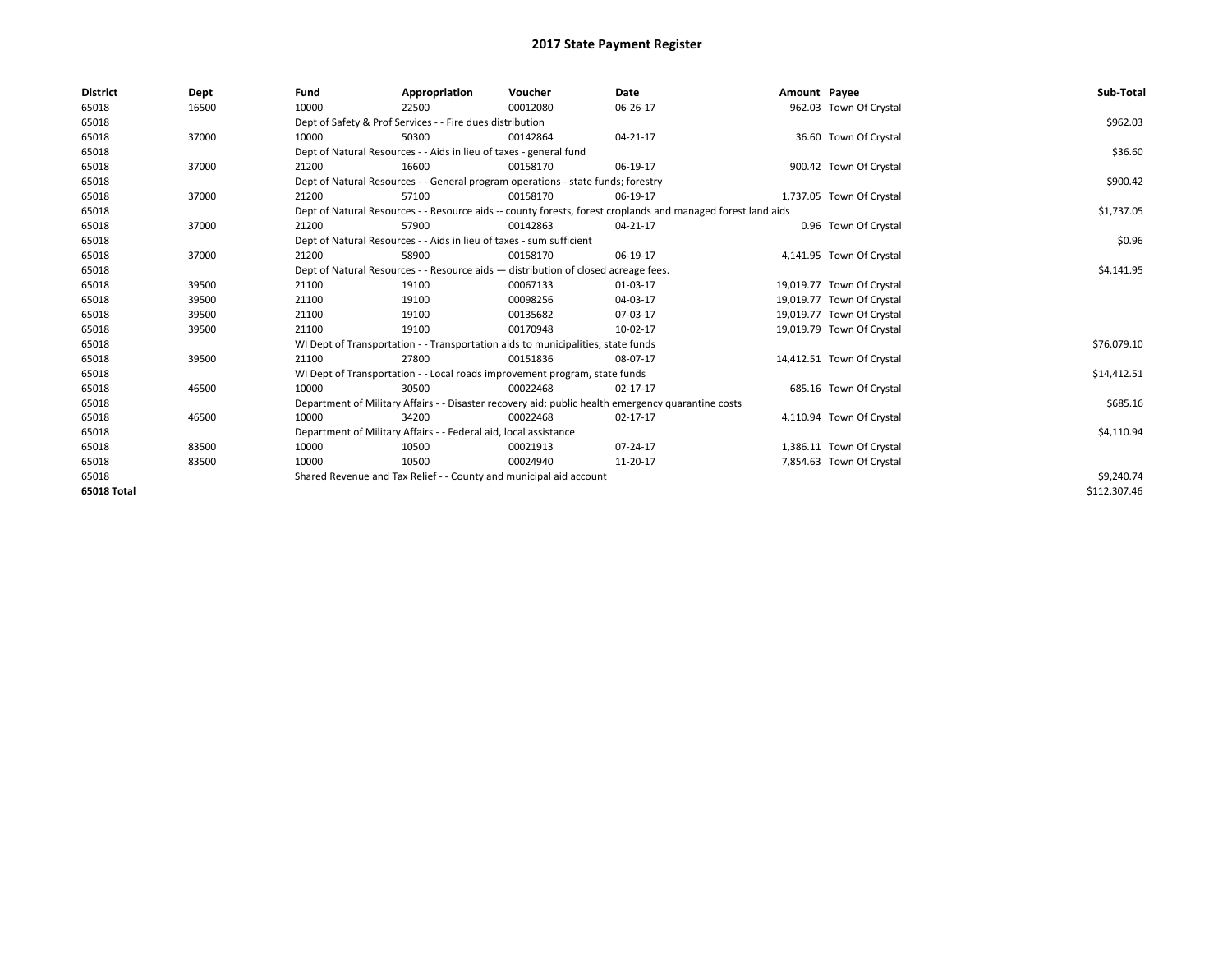# 2017 State Payment Register

| District | Dept | Fund | Appropriation | Voucher | Date | Amount | Payee | Sub-Total |
|---|---|---|---|---|---|---|---|---|
| 65018 | 16500 | 10000 | 22500 | 00012080 | 06-26-17 | 962.03 | Town Of Crystal | |
| 65018 | | Dept of Safety & Prof Services - - Fire dues distribution | | | | | | $962.03 |
| 65018 | 37000 | 10000 | 50300 | 00142864 | 04-21-17 | 36.60 | Town Of Crystal | |
| 65018 | | Dept of Natural Resources - - Aids in lieu of taxes - general fund | | | | | | $36.60 |
| 65018 | 37000 | 21200 | 16600 | 00158170 | 06-19-17 | 900.42 | Town Of Crystal | |
| 65018 | | Dept of Natural Resources - - General program operations - state funds; forestry | | | | | | $900.42 |
| 65018 | 37000 | 21200 | 57100 | 00158170 | 06-19-17 | 1,737.05 | Town Of Crystal | |
| 65018 | | Dept of Natural Resources - - Resource aids -- county forests, forest croplands and managed forest land aids | | | | | | $1,737.05 |
| 65018 | 37000 | 21200 | 57900 | 00142863 | 04-21-17 | 0.96 | Town Of Crystal | |
| 65018 | | Dept of Natural Resources - - Aids in lieu of taxes - sum sufficient | | | | | | $0.96 |
| 65018 | 37000 | 21200 | 58900 | 00158170 | 06-19-17 | 4,141.95 | Town Of Crystal | |
| 65018 | | Dept of Natural Resources - - Resource aids — distribution of closed acreage fees. | | | | | | $4,141.95 |
| 65018 | 39500 | 21100 | 19100 | 00067133 | 01-03-17 | 19,019.77 | Town Of Crystal | |
| 65018 | 39500 | 21100 | 19100 | 00098256 | 04-03-17 | 19,019.77 | Town Of Crystal | |
| 65018 | 39500 | 21100 | 19100 | 00135682 | 07-03-17 | 19,019.77 | Town Of Crystal | |
| 65018 | 39500 | 21100 | 19100 | 00170948 | 10-02-17 | 19,019.79 | Town Of Crystal | |
| 65018 | | WI Dept of Transportation - - Transportation aids to municipalities, state funds | | | | | | $76,079.10 |
| 65018 | 39500 | 21100 | 27800 | 00151836 | 08-07-17 | 14,412.51 | Town Of Crystal | |
| 65018 | | WI Dept of Transportation - - Local roads improvement program, state funds | | | | | | $14,412.51 |
| 65018 | 46500 | 10000 | 30500 | 00022468 | 02-17-17 | 685.16 | Town Of Crystal | |
| 65018 | | Department of Military Affairs - - Disaster recovery aid; public health emergency quarantine costs | | | | | | $685.16 |
| 65018 | 46500 | 10000 | 34200 | 00022468 | 02-17-17 | 4,110.94 | Town Of Crystal | |
| 65018 | | Department of Military Affairs - - Federal aid, local assistance | | | | | | $4,110.94 |
| 65018 | 83500 | 10000 | 10500 | 00021913 | 07-24-17 | 1,386.11 | Town Of Crystal | |
| 65018 | 83500 | 10000 | 10500 | 00024940 | 11-20-17 | 7,854.63 | Town Of Crystal | |
| 65018 | | Shared Revenue and Tax Relief - - County and municipal aid account | | | | | | $9,240.74 |
| 65018 Total | | | | | | | | $112,307.46 |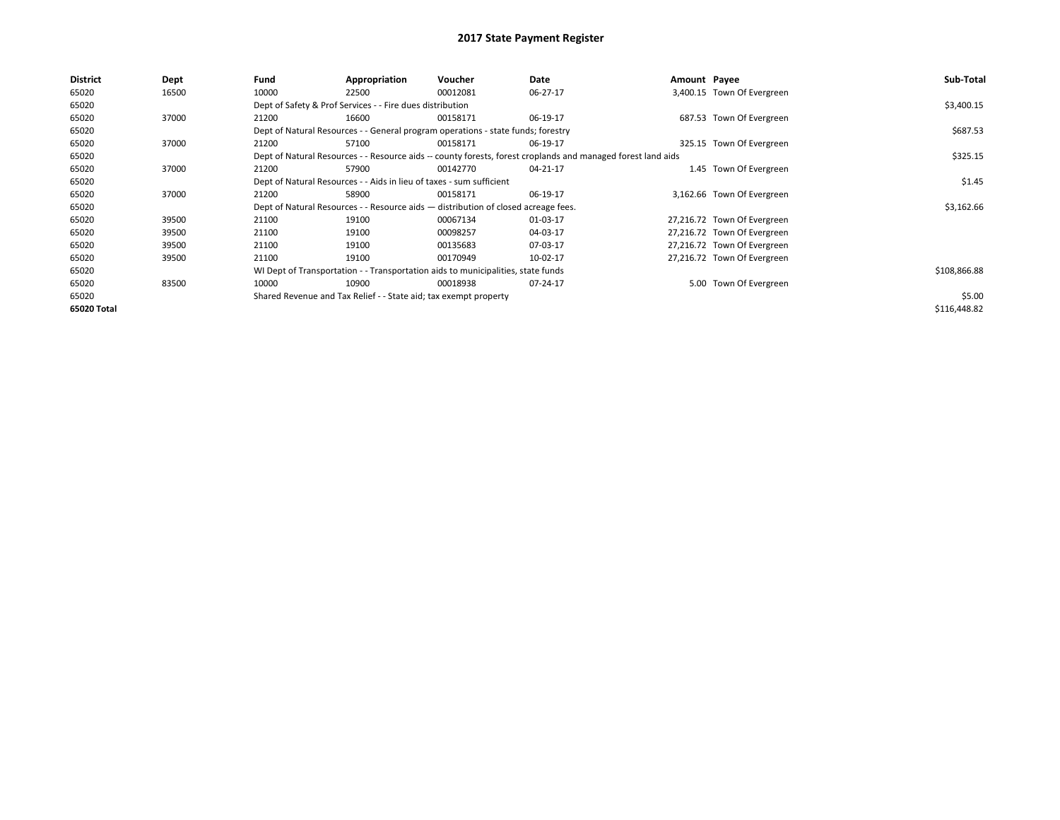# 2017 State Payment Register

| District | Dept | Fund | Appropriation | Voucher | Date | Amount | Payee | Sub-Total |
|---|---|---|---|---|---|---|---|---|
| 65020 | 16500 | 10000 | 22500 | 00012081 | 06-27-17 | 3,400.15 | Town Of Evergreen | |
| 65020 | | Dept of Safety & Prof Services - - Fire dues distribution | | | | | | $3,400.15 |
| 65020 | 37000 | 21200 | 16600 | 00158171 | 06-19-17 | 687.53 | Town Of Evergreen | |
| 65020 | | Dept of Natural Resources - - General program operations - state funds; forestry | | | | | | $687.53 |
| 65020 | 37000 | 21200 | 57100 | 00158171 | 06-19-17 | 325.15 | Town Of Evergreen | |
| 65020 | | Dept of Natural Resources - - Resource aids -- county forests, forest croplands and managed forest land aids | | | | | | $325.15 |
| 65020 | 37000 | 21200 | 57900 | 00142770 | 04-21-17 | 1.45 | Town Of Evergreen | |
| 65020 | | Dept of Natural Resources - - Aids in lieu of taxes - sum sufficient | | | | | | $1.45 |
| 65020 | 37000 | 21200 | 58900 | 00158171 | 06-19-17 | 3,162.66 | Town Of Evergreen | |
| 65020 | | Dept of Natural Resources - - Resource aids — distribution of closed acreage fees. | | | | | | $3,162.66 |
| 65020 | 39500 | 21100 | 19100 | 00067134 | 01-03-17 | 27,216.72 | Town Of Evergreen | |
| 65020 | 39500 | 21100 | 19100 | 00098257 | 04-03-17 | 27,216.72 | Town Of Evergreen | |
| 65020 | 39500 | 21100 | 19100 | 00135683 | 07-03-17 | 27,216.72 | Town Of Evergreen | |
| 65020 | 39500 | 21100 | 19100 | 00170949 | 10-02-17 | 27,216.72 | Town Of Evergreen | |
| 65020 | | WI Dept of Transportation - - Transportation aids to municipalities, state funds | | | | | | $108,866.88 |
| 65020 | 83500 | 10000 | 10900 | 00018938 | 07-24-17 | 5.00 | Town Of Evergreen | |
| 65020 | | Shared Revenue and Tax Relief - - State aid; tax exempt property | | | | | | $5.00 |
| 65020 Total | | | | | | | | $116,448.82 |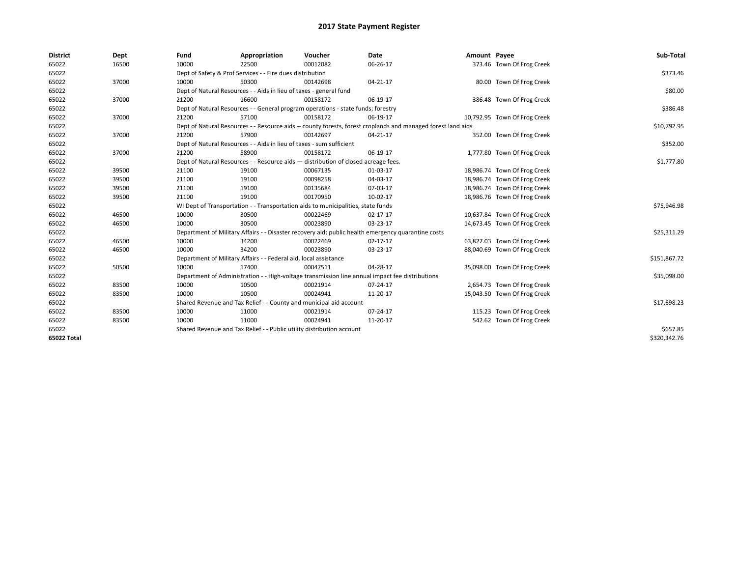# 2017 State Payment Register

| District | Dept | Fund | Appropriation | Voucher | Date | Amount | Payee | Sub-Total |
|---|---|---|---|---|---|---|---|---|
| 65022 | 16500 | 10000 | 22500 | 00012082 | 06-26-17 | 373.46 | Town Of Frog Creek | |
| 65022 | | Dept of Safety & Prof Services - - Fire dues distribution | | | | | | $373.46 |
| 65022 | 37000 | 10000 | 50300 | 00142698 | 04-21-17 | 80.00 | Town Of Frog Creek | |
| 65022 | | Dept of Natural Resources - - Aids in lieu of taxes - general fund | | | | | | $80.00 |
| 65022 | 37000 | 21200 | 16600 | 00158172 | 06-19-17 | 386.48 | Town Of Frog Creek | |
| 65022 | | Dept of Natural Resources - - General program operations - state funds; forestry | | | | | | $386.48 |
| 65022 | 37000 | 21200 | 57100 | 00158172 | 06-19-17 | 10,792.95 | Town Of Frog Creek | |
| 65022 | | Dept of Natural Resources - - Resource aids -- county forests, forest croplands and managed forest land aids | | | | | | $10,792.95 |
| 65022 | 37000 | 21200 | 57900 | 00142697 | 04-21-17 | 352.00 | Town Of Frog Creek | |
| 65022 | | Dept of Natural Resources - - Aids in lieu of taxes - sum sufficient | | | | | | $352.00 |
| 65022 | 37000 | 21200 | 58900 | 00158172 | 06-19-17 | 1,777.80 | Town Of Frog Creek | |
| 65022 | | Dept of Natural Resources - - Resource aids — distribution of closed acreage fees. | | | | | | $1,777.80 |
| 65022 | 39500 | 21100 | 19100 | 00067135 | 01-03-17 | 18,986.74 | Town Of Frog Creek | |
| 65022 | 39500 | 21100 | 19100 | 00098258 | 04-03-17 | 18,986.74 | Town Of Frog Creek | |
| 65022 | 39500 | 21100 | 19100 | 00135684 | 07-03-17 | 18,986.74 | Town Of Frog Creek | |
| 65022 | 39500 | 21100 | 19100 | 00170950 | 10-02-17 | 18,986.76 | Town Of Frog Creek | |
| 65022 | | WI Dept of Transportation - - Transportation aids to municipalities, state funds | | | | | | $75,946.98 |
| 65022 | 46500 | 10000 | 30500 | 00022469 | 02-17-17 | 10,637.84 | Town Of Frog Creek | |
| 65022 | 46500 | 10000 | 30500 | 00023890 | 03-23-17 | 14,673.45 | Town Of Frog Creek | |
| 65022 | | Department of Military Affairs - - Disaster recovery aid; public health emergency quarantine costs | | | | | | $25,311.29 |
| 65022 | 46500 | 10000 | 34200 | 00022469 | 02-17-17 | 63,827.03 | Town Of Frog Creek | |
| 65022 | 46500 | 10000 | 34200 | 00023890 | 03-23-17 | 88,040.69 | Town Of Frog Creek | |
| 65022 | | Department of Military Affairs - - Federal aid, local assistance | | | | | | $151,867.72 |
| 65022 | 50500 | 10000 | 17400 | 00047511 | 04-28-17 | 35,098.00 | Town Of Frog Creek | |
| 65022 | | Department of Administration - - High-voltage transmission line annual impact fee distributions | | | | | | $35,098.00 |
| 65022 | 83500 | 10000 | 10500 | 00021914 | 07-24-17 | 2,654.73 | Town Of Frog Creek | |
| 65022 | 83500 | 10000 | 10500 | 00024941 | 11-20-17 | 15,043.50 | Town Of Frog Creek | |
| 65022 | | Shared Revenue and Tax Relief - - County and municipal aid account | | | | | | $17,698.23 |
| 65022 | 83500 | 10000 | 11000 | 00021914 | 07-24-17 | 115.23 | Town Of Frog Creek | |
| 65022 | 83500 | 10000 | 11000 | 00024941 | 11-20-17 | 542.62 | Town Of Frog Creek | |
| 65022 | | Shared Revenue and Tax Relief - - Public utility distribution account | | | | | | $657.85 |
| 65022 Total | | | | | | | | $320,342.76 |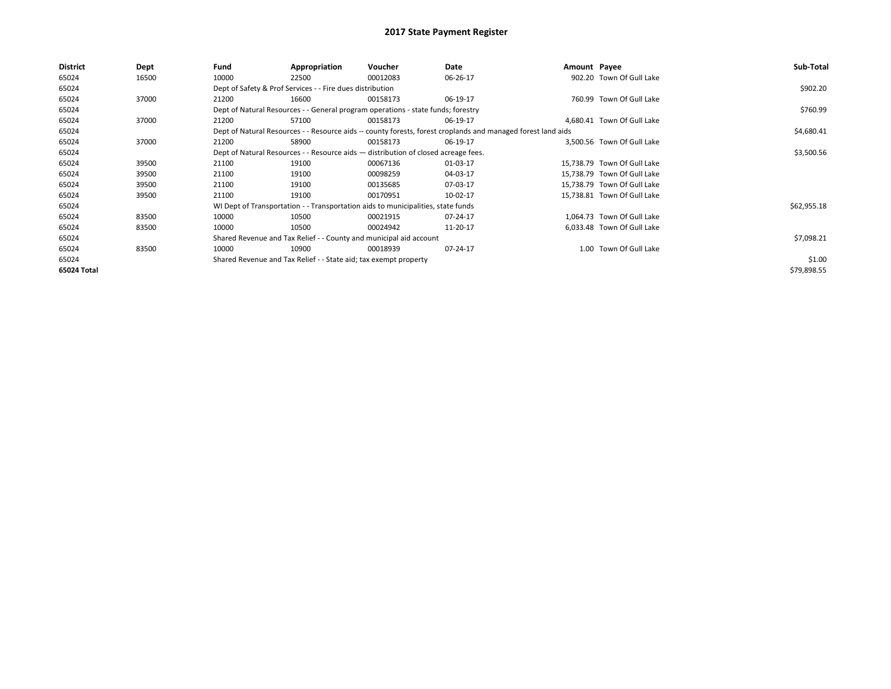# 2017 State Payment Register

| District | Dept | Fund | Appropriation | Voucher | Date | Amount | Payee | Sub-Total |
|---|---|---|---|---|---|---|---|---|
| 65024 | 16500 | 10000 | 22500 | 00012083 | 06-26-17 | 902.20 | Town Of Gull Lake | |
| 65024 | | Dept of Safety & Prof Services - - Fire dues distribution | | | | | | $902.20 |
| 65024 | 37000 | 21200 | 16600 | 00158173 | 06-19-17 | 760.99 | Town Of Gull Lake | |
| 65024 | | Dept of Natural Resources - - General program operations - state funds; forestry | | | | | | $760.99 |
| 65024 | 37000 | 21200 | 57100 | 00158173 | 06-19-17 | 4,680.41 | Town Of Gull Lake | |
| 65024 | | Dept of Natural Resources - - Resource aids -- county forests, forest croplands and managed forest land aids | | | | | | $4,680.41 |
| 65024 | 37000 | 21200 | 58900 | 00158173 | 06-19-17 | 3,500.56 | Town Of Gull Lake | |
| 65024 | | Dept of Natural Resources - - Resource aids — distribution of closed acreage fees. | | | | | | $3,500.56 |
| 65024 | 39500 | 21100 | 19100 | 00067136 | 01-03-17 | 15,738.79 | Town Of Gull Lake | |
| 65024 | 39500 | 21100 | 19100 | 00098259 | 04-03-17 | 15,738.79 | Town Of Gull Lake | |
| 65024 | 39500 | 21100 | 19100 | 00135685 | 07-03-17 | 15,738.79 | Town Of Gull Lake | |
| 65024 | 39500 | 21100 | 19100 | 00170951 | 10-02-17 | 15,738.81 | Town Of Gull Lake | |
| 65024 | | WI Dept of Transportation - - Transportation aids to municipalities, state funds | | | | | | $62,955.18 |
| 65024 | 83500 | 10000 | 10500 | 00021915 | 07-24-17 | 1,064.73 | Town Of Gull Lake | |
| 65024 | 83500 | 10000 | 10500 | 00024942 | 11-20-17 | 6,033.48 | Town Of Gull Lake | |
| 65024 | | Shared Revenue and Tax Relief - - County and municipal aid account | | | | | | $7,098.21 |
| 65024 | 83500 | 10000 | 10900 | 00018939 | 07-24-17 | 1.00 | Town Of Gull Lake | |
| 65024 | | Shared Revenue and Tax Relief - - State aid; tax exempt property | | | | | | $1.00 |
| 65024 Total | | | | | | | | $79,898.55 |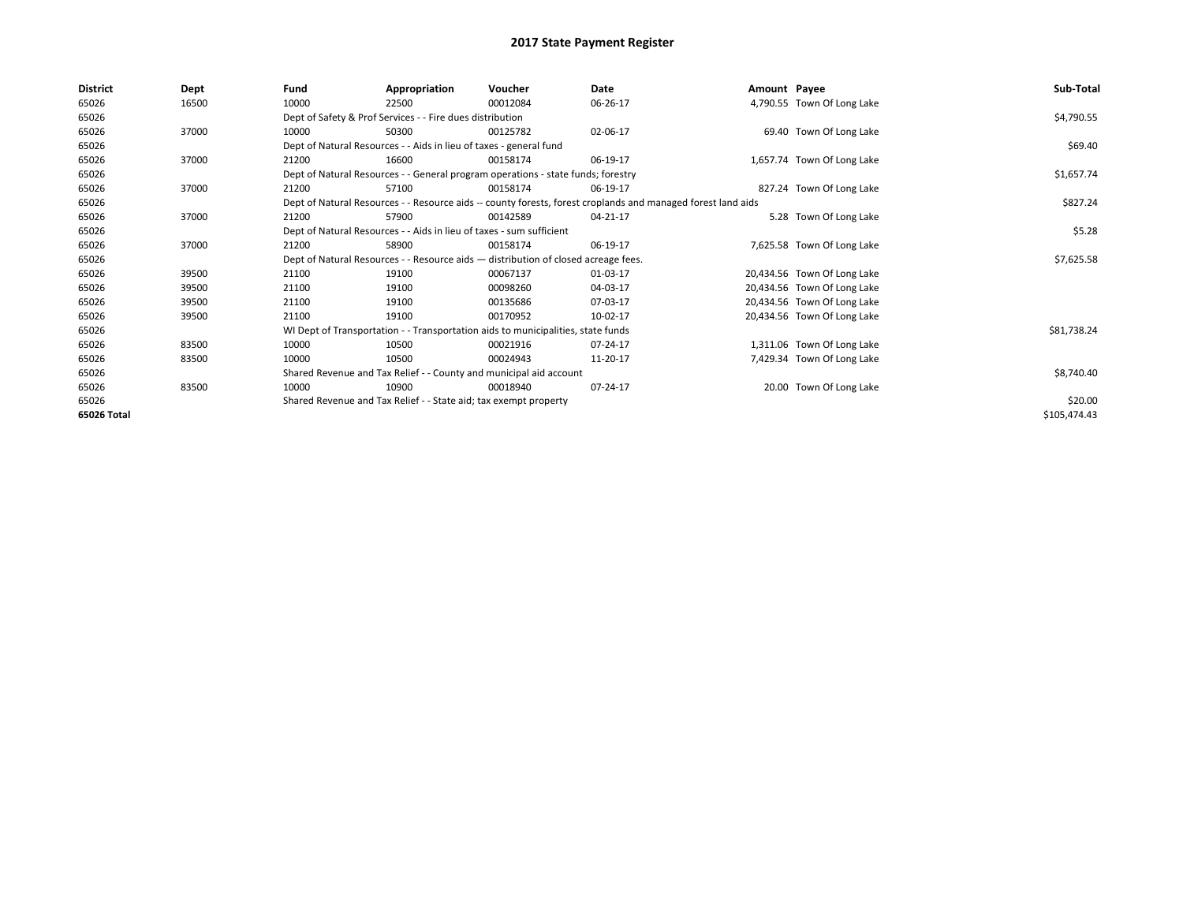# 2017 State Payment Register

| District | Dept | Fund | Appropriation | Voucher | Date | Amount | Payee | Sub-Total |
|---|---|---|---|---|---|---|---|---|
| 65026 | 16500 | 10000 | 22500 | 00012084 | 06-26-17 | 4,790.55 | Town Of Long Lake | |
| 65026 | | Dept of Safety & Prof Services - - Fire dues distribution | | | | | | $4,790.55 |
| 65026 | 37000 | 10000 | 50300 | 00125782 | 02-06-17 | 69.40 | Town Of Long Lake | |
| 65026 | | Dept of Natural Resources - - Aids in lieu of taxes - general fund | | | | | | $69.40 |
| 65026 | 37000 | 21200 | 16600 | 00158174 | 06-19-17 | 1,657.74 | Town Of Long Lake | |
| 65026 | | Dept of Natural Resources - - General program operations - state funds; forestry | | | | | | $1,657.74 |
| 65026 | 37000 | 21200 | 57100 | 00158174 | 06-19-17 | 827.24 | Town Of Long Lake | |
| 65026 | | Dept of Natural Resources - - Resource aids -- county forests, forest croplands and managed forest land aids | | | | | | $827.24 |
| 65026 | 37000 | 21200 | 57900 | 00142589 | 04-21-17 | 5.28 | Town Of Long Lake | |
| 65026 | | Dept of Natural Resources - - Aids in lieu of taxes - sum sufficient | | | | | | $5.28 |
| 65026 | 37000 | 21200 | 58900 | 00158174 | 06-19-17 | 7,625.58 | Town Of Long Lake | |
| 65026 | | Dept of Natural Resources - - Resource aids — distribution of closed acreage fees. | | | | | | $7,625.58 |
| 65026 | 39500 | 21100 | 19100 | 00067137 | 01-03-17 | 20,434.56 | Town Of Long Lake | |
| 65026 | 39500 | 21100 | 19100 | 00098260 | 04-03-17 | 20,434.56 | Town Of Long Lake | |
| 65026 | 39500 | 21100 | 19100 | 00135686 | 07-03-17 | 20,434.56 | Town Of Long Lake | |
| 65026 | 39500 | 21100 | 19100 | 00170952 | 10-02-17 | 20,434.56 | Town Of Long Lake | |
| 65026 | | WI Dept of Transportation - - Transportation aids to municipalities, state funds | | | | | | $81,738.24 |
| 65026 | 83500 | 10000 | 10500 | 00021916 | 07-24-17 | 1,311.06 | Town Of Long Lake | |
| 65026 | 83500 | 10000 | 10500 | 00024943 | 11-20-17 | 7,429.34 | Town Of Long Lake | |
| 65026 | | Shared Revenue and Tax Relief - - County and municipal aid account | | | | | | $8,740.40 |
| 65026 | 83500 | 10000 | 10900 | 00018940 | 07-24-17 | 20.00 | Town Of Long Lake | |
| 65026 | | Shared Revenue and Tax Relief - - State aid; tax exempt property | | | | | | $20.00 |
| 65026 Total | | | | | | | | $105,474.43 |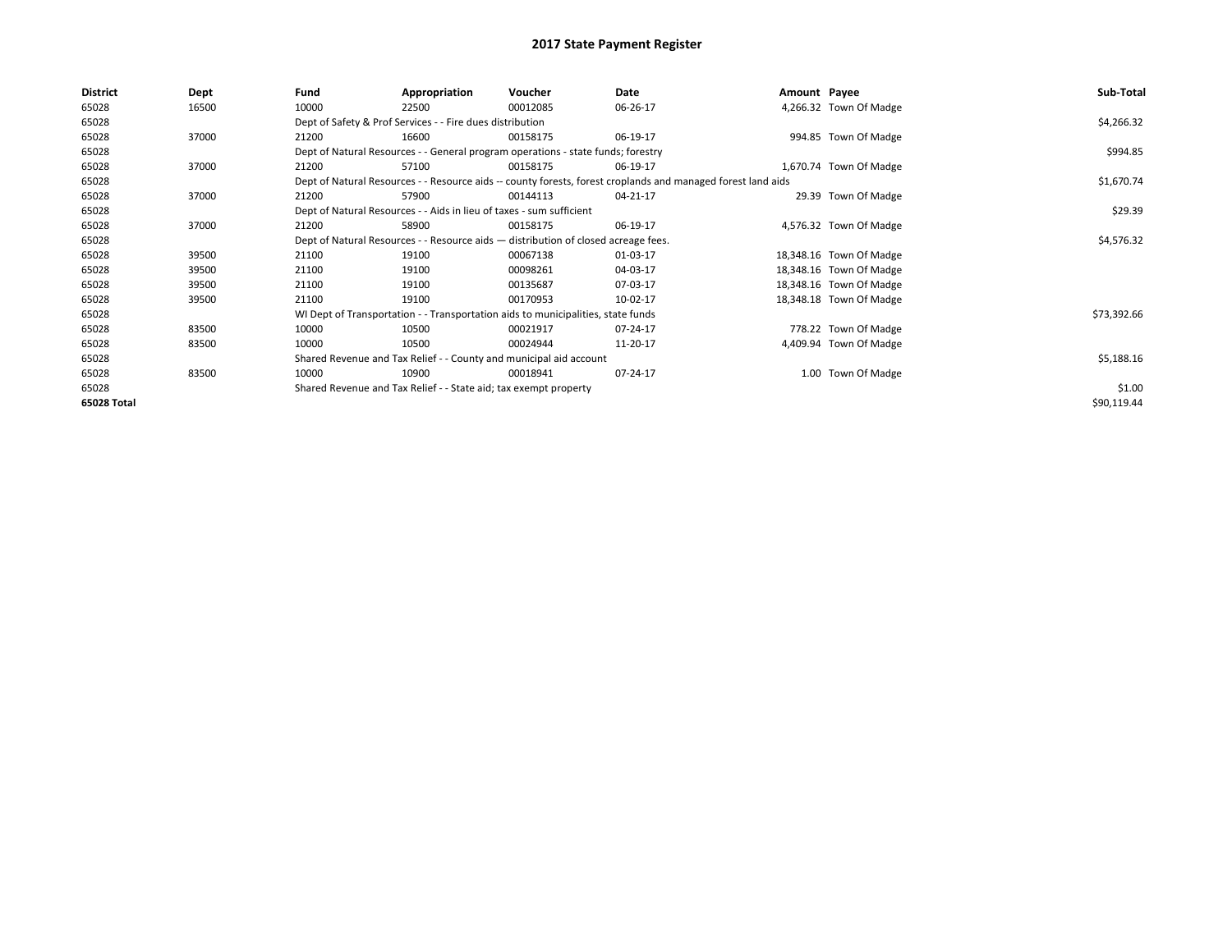# 2017 State Payment Register

| District | Dept | Fund | Appropriation | Voucher | Date | Amount | Payee | Sub-Total |
|---|---|---|---|---|---|---|---|---|
| 65028 | 16500 | 10000 | 22500 | 00012085 | 06-26-17 | 4,266.32 | Town Of Madge | |
| 65028 | | Dept of Safety & Prof Services - - Fire dues distribution | | | | | | $4,266.32 |
| 65028 | 37000 | 21200 | 16600 | 00158175 | 06-19-17 | 994.85 | Town Of Madge | |
| 65028 | | Dept of Natural Resources - - General program operations - state funds; forestry | | | | | | $994.85 |
| 65028 | 37000 | 21200 | 57100 | 00158175 | 06-19-17 | 1,670.74 | Town Of Madge | |
| 65028 | | Dept of Natural Resources - - Resource aids -- county forests, forest croplands and managed forest land aids | | | | | | $1,670.74 |
| 65028 | 37000 | 21200 | 57900 | 00144113 | 04-21-17 | 29.39 | Town Of Madge | |
| 65028 | | Dept of Natural Resources - - Aids in lieu of taxes - sum sufficient | | | | | | $29.39 |
| 65028 | 37000 | 21200 | 58900 | 00158175 | 06-19-17 | 4,576.32 | Town Of Madge | |
| 65028 | | Dept of Natural Resources - - Resource aids — distribution of closed acreage fees. | | | | | | $4,576.32 |
| 65028 | 39500 | 21100 | 19100 | 00067138 | 01-03-17 | 18,348.16 | Town Of Madge | |
| 65028 | 39500 | 21100 | 19100 | 00098261 | 04-03-17 | 18,348.16 | Town Of Madge | |
| 65028 | 39500 | 21100 | 19100 | 00135687 | 07-03-17 | 18,348.16 | Town Of Madge | |
| 65028 | 39500 | 21100 | 19100 | 00170953 | 10-02-17 | 18,348.18 | Town Of Madge | |
| 65028 | | WI Dept of Transportation - - Transportation aids to municipalities, state funds | | | | | | $73,392.66 |
| 65028 | 83500 | 10000 | 10500 | 00021917 | 07-24-17 | 778.22 | Town Of Madge | |
| 65028 | 83500 | 10000 | 10500 | 00024944 | 11-20-17 | 4,409.94 | Town Of Madge | |
| 65028 | | Shared Revenue and Tax Relief - - County and municipal aid account | | | | | | $5,188.16 |
| 65028 | 83500 | 10000 | 10900 | 00018941 | 07-24-17 | 1.00 | Town Of Madge | |
| 65028 | | Shared Revenue and Tax Relief - - State aid; tax exempt property | | | | | | $1.00 |
| **65028 Total** | | | | | | | | $90,119.44 |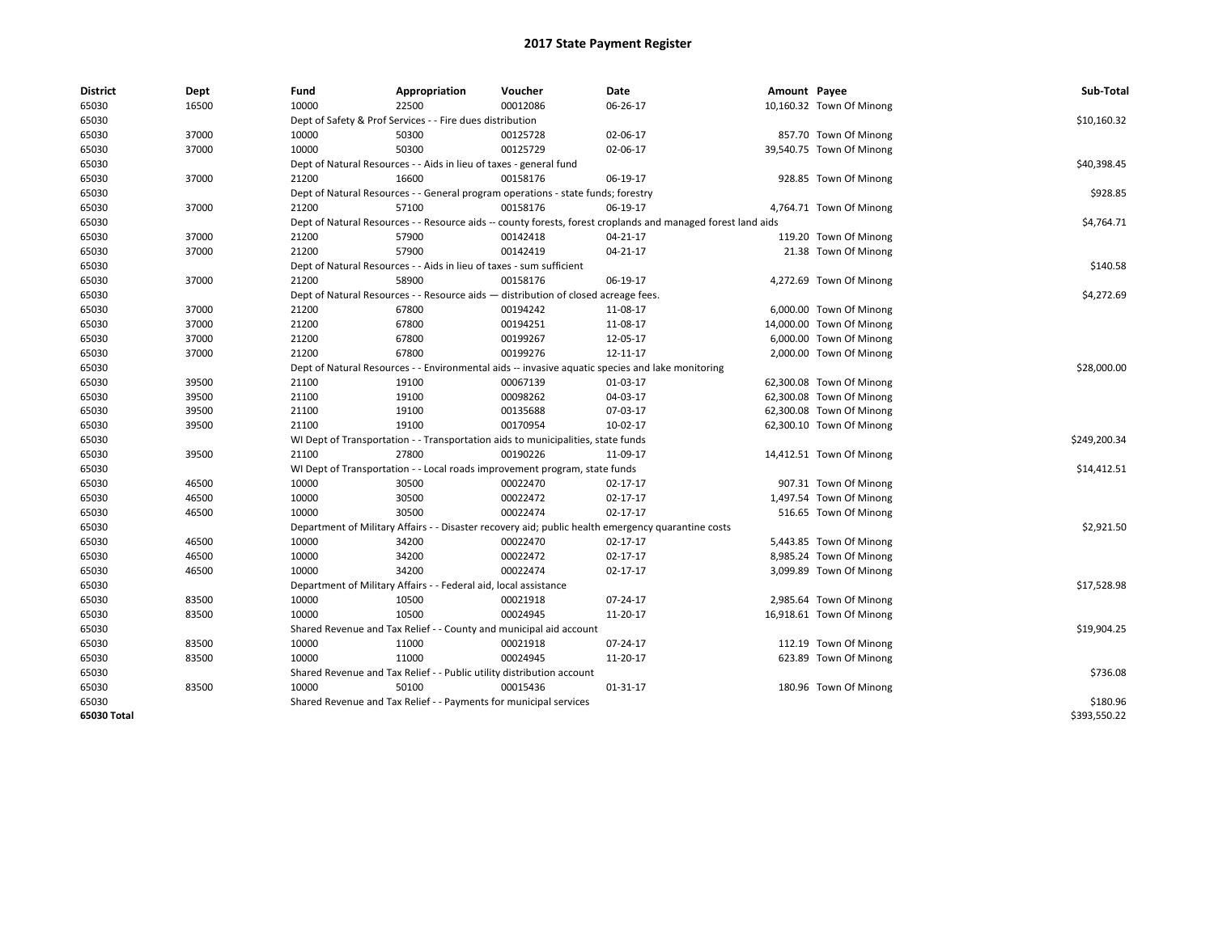# 2017 State Payment Register

| District | Dept | Fund | Appropriation | Voucher | Date | Amount | Payee | Sub-Total |
|---|---|---|---|---|---|---|---|---|
| 65030 | 16500 | 10000 | 22500 | 00012086 | 06-26-17 | 10,160.32 | Town Of Minong | |
| 65030 | | Dept of Safety & Prof Services - - Fire dues distribution | | | | | | $10,160.32 |
| 65030 | 37000 | 10000 | 50300 | 00125728 | 02-06-17 | 857.70 | Town Of Minong | |
| 65030 | 37000 | 10000 | 50300 | 00125729 | 02-06-17 | 39,540.75 | Town Of Minong | |
| 65030 | | Dept of Natural Resources - - Aids in lieu of taxes - general fund | | | | | | $40,398.45 |
| 65030 | 37000 | 21200 | 16600 | 00158176 | 06-19-17 | 928.85 | Town Of Minong | |
| 65030 | | Dept of Natural Resources - - General program operations - state funds; forestry | | | | | | $928.85 |
| 65030 | 37000 | 21200 | 57100 | 00158176 | 06-19-17 | 4,764.71 | Town Of Minong | |
| 65030 | | Dept of Natural Resources - - Resource aids -- county forests, forest croplands and managed forest land aids | | | | | | $4,764.71 |
| 65030 | 37000 | 21200 | 57900 | 00142418 | 04-21-17 | 119.20 | Town Of Minong | |
| 65030 | 37000 | 21200 | 57900 | 00142419 | 04-21-17 | 21.38 | Town Of Minong | |
| 65030 | | Dept of Natural Resources - - Aids in lieu of taxes - sum sufficient | | | | | | $140.58 |
| 65030 | 37000 | 21200 | 58900 | 00158176 | 06-19-17 | 4,272.69 | Town Of Minong | |
| 65030 | | Dept of Natural Resources - - Resource aids — distribution of closed acreage fees. | | | | | | $4,272.69 |
| 65030 | 37000 | 21200 | 67800 | 00194242 | 11-08-17 | 6,000.00 | Town Of Minong | |
| 65030 | 37000 | 21200 | 67800 | 00194251 | 11-08-17 | 14,000.00 | Town Of Minong | |
| 65030 | 37000 | 21200 | 67800 | 00199267 | 12-05-17 | 6,000.00 | Town Of Minong | |
| 65030 | 37000 | 21200 | 67800 | 00199276 | 12-11-17 | 2,000.00 | Town Of Minong | |
| 65030 | | Dept of Natural Resources - - Environmental aids -- invasive aquatic species and lake monitoring | | | | | | $28,000.00 |
| 65030 | 39500 | 21100 | 19100 | 00067139 | 01-03-17 | 62,300.08 | Town Of Minong | |
| 65030 | 39500 | 21100 | 19100 | 00098262 | 04-03-17 | 62,300.08 | Town Of Minong | |
| 65030 | 39500 | 21100 | 19100 | 00135688 | 07-03-17 | 62,300.08 | Town Of Minong | |
| 65030 | 39500 | 21100 | 19100 | 00170954 | 10-02-17 | 62,300.10 | Town Of Minong | |
| 65030 | | WI Dept of Transportation - - Transportation aids to municipalities, state funds | | | | | | $249,200.34 |
| 65030 | 39500 | 21100 | 27800 | 00190226 | 11-09-17 | 14,412.51 | Town Of Minong | |
| 65030 | | WI Dept of Transportation - - Local roads improvement program, state funds | | | | | | $14,412.51 |
| 65030 | 46500 | 10000 | 30500 | 00022470 | 02-17-17 | 907.31 | Town Of Minong | |
| 65030 | 46500 | 10000 | 30500 | 00022472 | 02-17-17 | 1,497.54 | Town Of Minong | |
| 65030 | 46500 | 10000 | 30500 | 00022474 | 02-17-17 | 516.65 | Town Of Minong | |
| 65030 | | Department of Military Affairs - - Disaster recovery aid; public health emergency quarantine costs | | | | | | $2,921.50 |
| 65030 | 46500 | 10000 | 34200 | 00022470 | 02-17-17 | 5,443.85 | Town Of Minong | |
| 65030 | 46500 | 10000 | 34200 | 00022472 | 02-17-17 | 8,985.24 | Town Of Minong | |
| 65030 | 46500 | 10000 | 34200 | 00022474 | 02-17-17 | 3,099.89 | Town Of Minong | |
| 65030 | | Department of Military Affairs - - Federal aid, local assistance | | | | | | $17,528.98 |
| 65030 | 83500 | 10000 | 10500 | 00021918 | 07-24-17 | 2,985.64 | Town Of Minong | |
| 65030 | 83500 | 10000 | 10500 | 00024945 | 11-20-17 | 16,918.61 | Town Of Minong | |
| 65030 | | Shared Revenue and Tax Relief - - County and municipal aid account | | | | | | $19,904.25 |
| 65030 | 83500 | 10000 | 11000 | 00021918 | 07-24-17 | 112.19 | Town Of Minong | |
| 65030 | 83500 | 10000 | 11000 | 00024945 | 11-20-17 | 623.89 | Town Of Minong | |
| 65030 | | Shared Revenue and Tax Relief - - Public utility distribution account | | | | | | $736.08 |
| 65030 | 83500 | 10000 | 50100 | 00015436 | 01-31-17 | 180.96 | Town Of Minong | |
| 65030 | | Shared Revenue and Tax Relief - - Payments for municipal services | | | | | | $180.96 |
| 65030 Total | | | | | | | | $393,550.22 |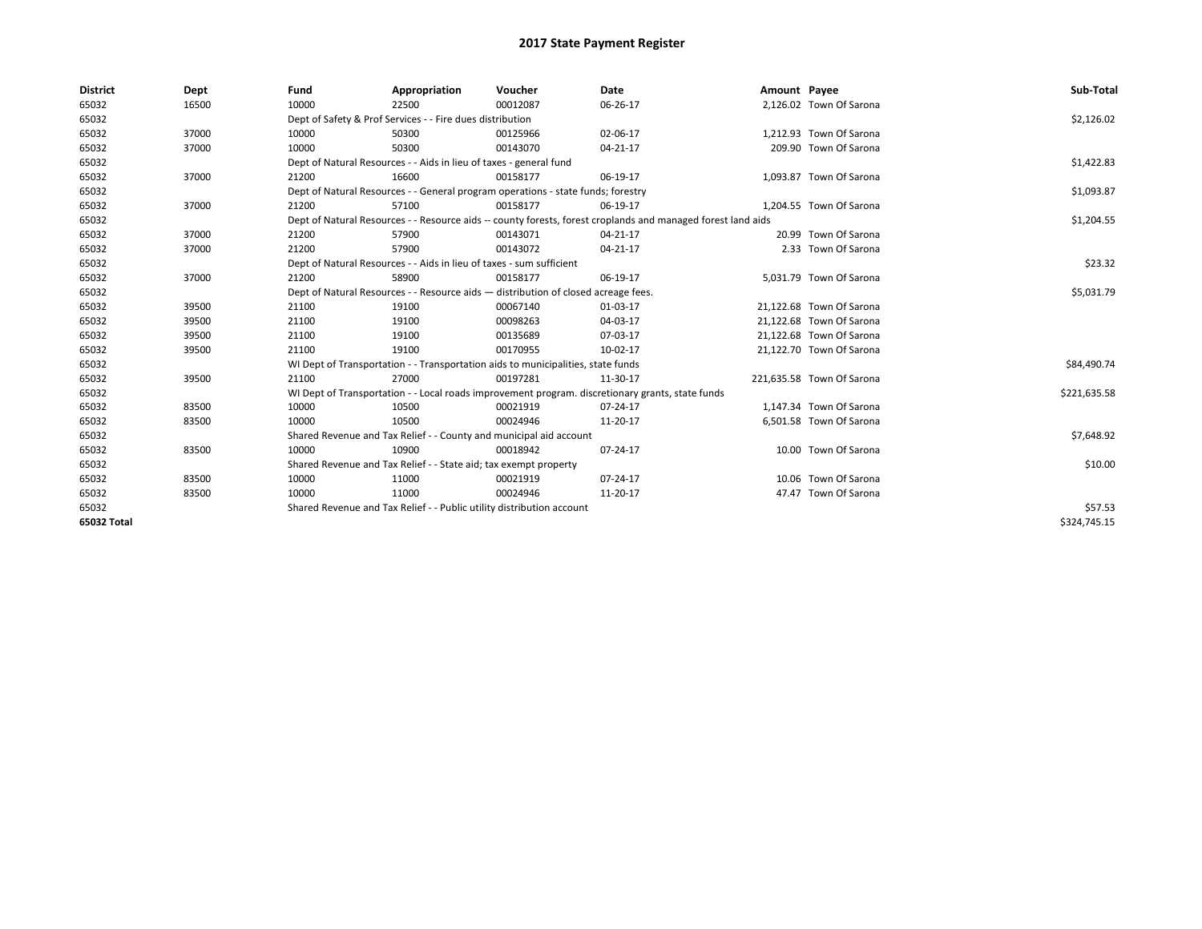# 2017 State Payment Register

| District | Dept | Fund | Appropriation | Voucher | Date | Amount | Payee | Sub-Total |
|---|---|---|---|---|---|---|---|---|
| 65032 | 16500 | 10000 | 22500 | 00012087 | 06-26-17 | 2,126.02 | Town Of Sarona | |
| 65032 | | Dept of Safety & Prof Services - - Fire dues distribution | | | | | | $2,126.02 |
| 65032 | 37000 | 10000 | 50300 | 00125966 | 02-06-17 | 1,212.93 | Town Of Sarona | |
| 65032 | 37000 | 10000 | 50300 | 00143070 | 04-21-17 | 209.90 | Town Of Sarona | |
| 65032 | | Dept of Natural Resources - - Aids in lieu of taxes - general fund | | | | | | $1,422.83 |
| 65032 | 37000 | 21200 | 16600 | 00158177 | 06-19-17 | 1,093.87 | Town Of Sarona | |
| 65032 | | Dept of Natural Resources - - General program operations - state funds; forestry | | | | | | $1,093.87 |
| 65032 | 37000 | 21200 | 57100 | 00158177 | 06-19-17 | 1,204.55 | Town Of Sarona | |
| 65032 | | Dept of Natural Resources - - Resource aids -- county forests, forest croplands and managed forest land aids | | | | | | $1,204.55 |
| 65032 | 37000 | 21200 | 57900 | 00143071 | 04-21-17 | 20.99 | Town Of Sarona | |
| 65032 | 37000 | 21200 | 57900 | 00143072 | 04-21-17 | 2.33 | Town Of Sarona | |
| 65032 | | Dept of Natural Resources - - Aids in lieu of taxes - sum sufficient | | | | | | $23.32 |
| 65032 | 37000 | 21200 | 58900 | 00158177 | 06-19-17 | 5,031.79 | Town Of Sarona | |
| 65032 | | Dept of Natural Resources - - Resource aids — distribution of closed acreage fees. | | | | | | $5,031.79 |
| 65032 | 39500 | 21100 | 19100 | 00067140 | 01-03-17 | 21,122.68 | Town Of Sarona | |
| 65032 | 39500 | 21100 | 19100 | 00098263 | 04-03-17 | 21,122.68 | Town Of Sarona | |
| 65032 | 39500 | 21100 | 19100 | 00135689 | 07-03-17 | 21,122.68 | Town Of Sarona | |
| 65032 | 39500 | 21100 | 19100 | 00170955 | 10-02-17 | 21,122.70 | Town Of Sarona | |
| 65032 | | WI Dept of Transportation - - Transportation aids to municipalities, state funds | | | | | | $84,490.74 |
| 65032 | 39500 | 21100 | 27000 | 00197281 | 11-30-17 | 221,635.58 | Town Of Sarona | |
| 65032 | | WI Dept of Transportation - - Local roads improvement program. discretionary grants, state funds | | | | | | $221,635.58 |
| 65032 | 83500 | 10000 | 10500 | 00021919 | 07-24-17 | 1,147.34 | Town Of Sarona | |
| 65032 | 83500 | 10000 | 10500 | 00024946 | 11-20-17 | 6,501.58 | Town Of Sarona | |
| 65032 | | Shared Revenue and Tax Relief - - County and municipal aid account | | | | | | $7,648.92 |
| 65032 | 83500 | 10000 | 10900 | 00018942 | 07-24-17 | 10.00 | Town Of Sarona | |
| 65032 | | Shared Revenue and Tax Relief - - State aid; tax exempt property | | | | | | $10.00 |
| 65032 | 83500 | 10000 | 11000 | 00021919 | 07-24-17 | 10.06 | Town Of Sarona | |
| 65032 | 83500 | 10000 | 11000 | 00024946 | 11-20-17 | 47.47 | Town Of Sarona | |
| 65032 | | Shared Revenue and Tax Relief - - Public utility distribution account | | | | | | $57.53 |
| **65032 Total** | | | | | | | | $324,745.15 |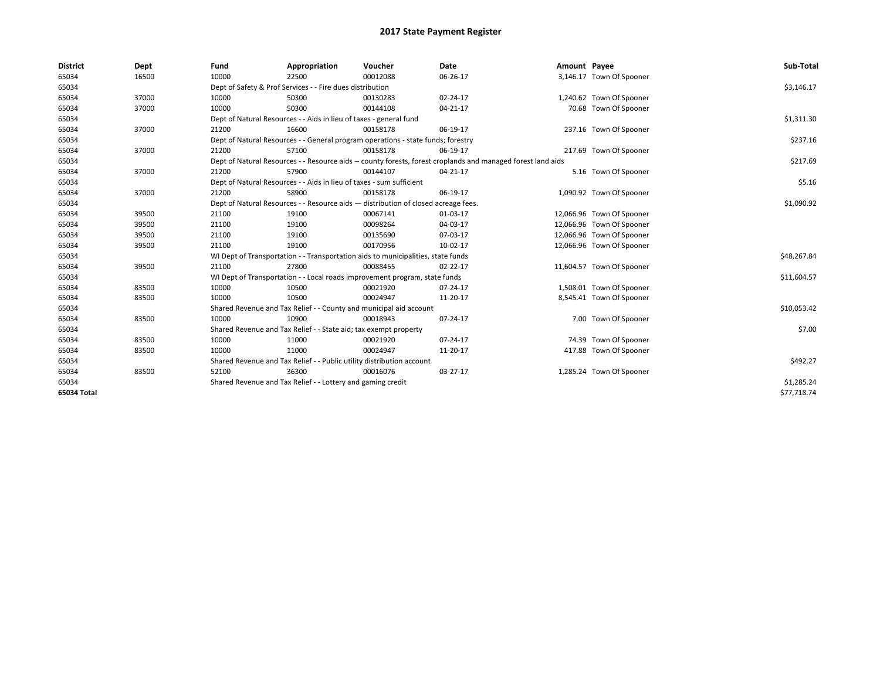# 2017 State Payment Register

| District | Dept | Fund | Appropriation | Voucher | Date | Amount | Payee | Sub-Total |
|---|---|---|---|---|---|---|---|---|
| 65034 | 16500 | 10000 | 22500 | 00012088 | 06-26-17 | 3,146.17 | Town Of Spooner | |
| 65034 | | Dept of Safety & Prof Services - - Fire dues distribution | | | | | | $3,146.17 |
| 65034 | 37000 | 10000 | 50300 | 00130283 | 02-24-17 | 1,240.62 | Town Of Spooner | |
| 65034 | 37000 | 10000 | 50300 | 00144108 | 04-21-17 | 70.68 | Town Of Spooner | |
| 65034 | | Dept of Natural Resources - - Aids in lieu of taxes - general fund | | | | | | $1,311.30 |
| 65034 | 37000 | 21200 | 16600 | 00158178 | 06-19-17 | 237.16 | Town Of Spooner | |
| 65034 | | Dept of Natural Resources - - General program operations - state funds; forestry | | | | | | $237.16 |
| 65034 | 37000 | 21200 | 57100 | 00158178 | 06-19-17 | 217.69 | Town Of Spooner | |
| 65034 | | Dept of Natural Resources - - Resource aids -- county forests, forest croplands and managed forest land aids | | | | | | $217.69 |
| 65034 | 37000 | 21200 | 57900 | 00144107 | 04-21-17 | 5.16 | Town Of Spooner | |
| 65034 | | Dept of Natural Resources - - Aids in lieu of taxes - sum sufficient | | | | | | $5.16 |
| 65034 | 37000 | 21200 | 58900 | 00158178 | 06-19-17 | 1,090.92 | Town Of Spooner | |
| 65034 | | Dept of Natural Resources - - Resource aids — distribution of closed acreage fees. | | | | | | $1,090.92 |
| 65034 | 39500 | 21100 | 19100 | 00067141 | 01-03-17 | 12,066.96 | Town Of Spooner | |
| 65034 | 39500 | 21100 | 19100 | 00098264 | 04-03-17 | 12,066.96 | Town Of Spooner | |
| 65034 | 39500 | 21100 | 19100 | 00135690 | 07-03-17 | 12,066.96 | Town Of Spooner | |
| 65034 | 39500 | 21100 | 19100 | 00170956 | 10-02-17 | 12,066.96 | Town Of Spooner | |
| 65034 | | WI Dept of Transportation - - Transportation aids to municipalities, state funds | | | | | | $48,267.84 |
| 65034 | 39500 | 21100 | 27800 | 00088455 | 02-22-17 | 11,604.57 | Town Of Spooner | |
| 65034 | | WI Dept of Transportation - - Local roads improvement program, state funds | | | | | | $11,604.57 |
| 65034 | 83500 | 10000 | 10500 | 00021920 | 07-24-17 | 1,508.01 | Town Of Spooner | |
| 65034 | 83500 | 10000 | 10500 | 00024947 | 11-20-17 | 8,545.41 | Town Of Spooner | |
| 65034 | | Shared Revenue and Tax Relief - - County and municipal aid account | | | | | | $10,053.42 |
| 65034 | 83500 | 10000 | 10900 | 00018943 | 07-24-17 | 7.00 | Town Of Spooner | |
| 65034 | | Shared Revenue and Tax Relief - - State aid; tax exempt property | | | | | | $7.00 |
| 65034 | 83500 | 10000 | 11000 | 00021920 | 07-24-17 | 74.39 | Town Of Spooner | |
| 65034 | 83500 | 10000 | 11000 | 00024947 | 11-20-17 | 417.88 | Town Of Spooner | |
| 65034 | | Shared Revenue and Tax Relief - - Public utility distribution account | | | | | | $492.27 |
| 65034 | 83500 | 52100 | 36300 | 00016076 | 03-27-17 | 1,285.24 | Town Of Spooner | |
| 65034 | | Shared Revenue and Tax Relief - - Lottery and gaming credit | | | | | | $1,285.24 |
| **65034 Total** | | | | | | | | $77,718.74 |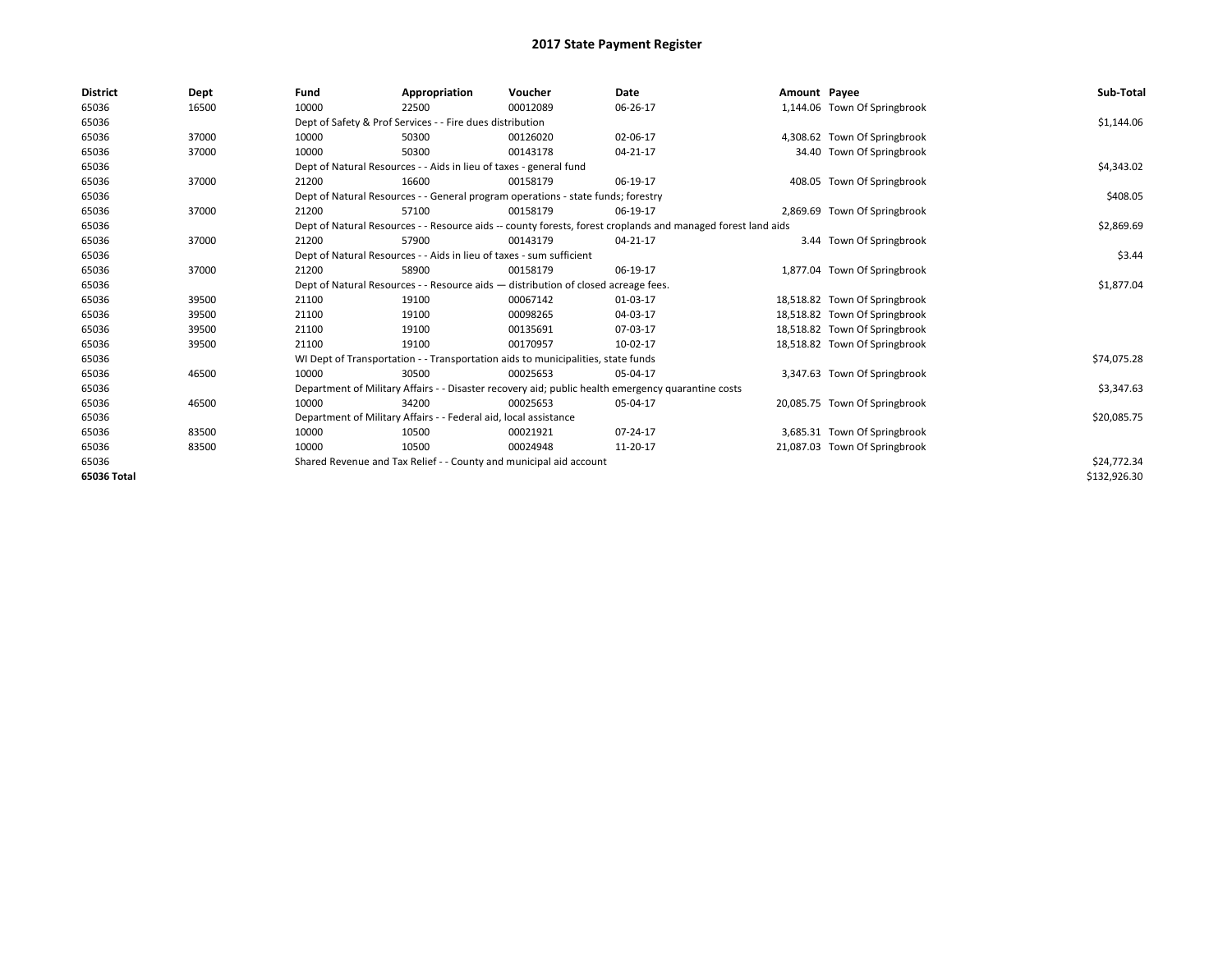# 2017 State Payment Register

| District | Dept | Fund | Appropriation | Voucher | Date | Amount | Payee | Sub-Total |
|---|---|---|---|---|---|---|---|---|
| 65036 | 16500 | 10000 | 22500 | 00012089 | 06-26-17 | 1,144.06 | Town Of Springbrook | |
| 65036 | | Dept of Safety & Prof Services - - Fire dues distribution | | | | | | $1,144.06 |
| 65036 | 37000 | 10000 | 50300 | 00126020 | 02-06-17 | 4,308.62 | Town Of Springbrook | |
| 65036 | 37000 | 10000 | 50300 | 00143178 | 04-21-17 | 34.40 | Town Of Springbrook | |
| 65036 | | Dept of Natural Resources - - Aids in lieu of taxes - general fund | | | | | | $4,343.02 |
| 65036 | 37000 | 21200 | 16600 | 00158179 | 06-19-17 | 408.05 | Town Of Springbrook | |
| 65036 | | Dept of Natural Resources - - General program operations - state funds; forestry | | | | | | $408.05 |
| 65036 | 37000 | 21200 | 57100 | 00158179 | 06-19-17 | 2,869.69 | Town Of Springbrook | |
| 65036 | | Dept of Natural Resources - - Resource aids -- county forests, forest croplands and managed forest land aids | | | | | | $2,869.69 |
| 65036 | 37000 | 21200 | 57900 | 00143179 | 04-21-17 | 3.44 | Town Of Springbrook | |
| 65036 | | Dept of Natural Resources - - Aids in lieu of taxes - sum sufficient | | | | | | $3.44 |
| 65036 | 37000 | 21200 | 58900 | 00158179 | 06-19-17 | 1,877.04 | Town Of Springbrook | |
| 65036 | | Dept of Natural Resources - - Resource aids — distribution of closed acreage fees. | | | | | | $1,877.04 |
| 65036 | 39500 | 21100 | 19100 | 00067142 | 01-03-17 | 18,518.82 | Town Of Springbrook | |
| 65036 | 39500 | 21100 | 19100 | 00098265 | 04-03-17 | 18,518.82 | Town Of Springbrook | |
| 65036 | 39500 | 21100 | 19100 | 00135691 | 07-03-17 | 18,518.82 | Town Of Springbrook | |
| 65036 | 39500 | 21100 | 19100 | 00170957 | 10-02-17 | 18,518.82 | Town Of Springbrook | |
| 65036 | | WI Dept of Transportation - - Transportation aids to municipalities, state funds | | | | | | $74,075.28 |
| 65036 | 46500 | 10000 | 30500 | 00025653 | 05-04-17 | 3,347.63 | Town Of Springbrook | |
| 65036 | | Department of Military Affairs - - Disaster recovery aid; public health emergency quarantine costs | | | | | | $3,347.63 |
| 65036 | 46500 | 10000 | 34200 | 00025653 | 05-04-17 | 20,085.75 | Town Of Springbrook | |
| 65036 | | Department of Military Affairs - - Federal aid, local assistance | | | | | | $20,085.75 |
| 65036 | 83500 | 10000 | 10500 | 00021921 | 07-24-17 | 3,685.31 | Town Of Springbrook | |
| 65036 | 83500 | 10000 | 10500 | 00024948 | 11-20-17 | 21,087.03 | Town Of Springbrook | |
| 65036 | | Shared Revenue and Tax Relief - - County and municipal aid account | | | | | | $24,772.34 |
| 65036 Total | | | | | | | | $132,926.30 |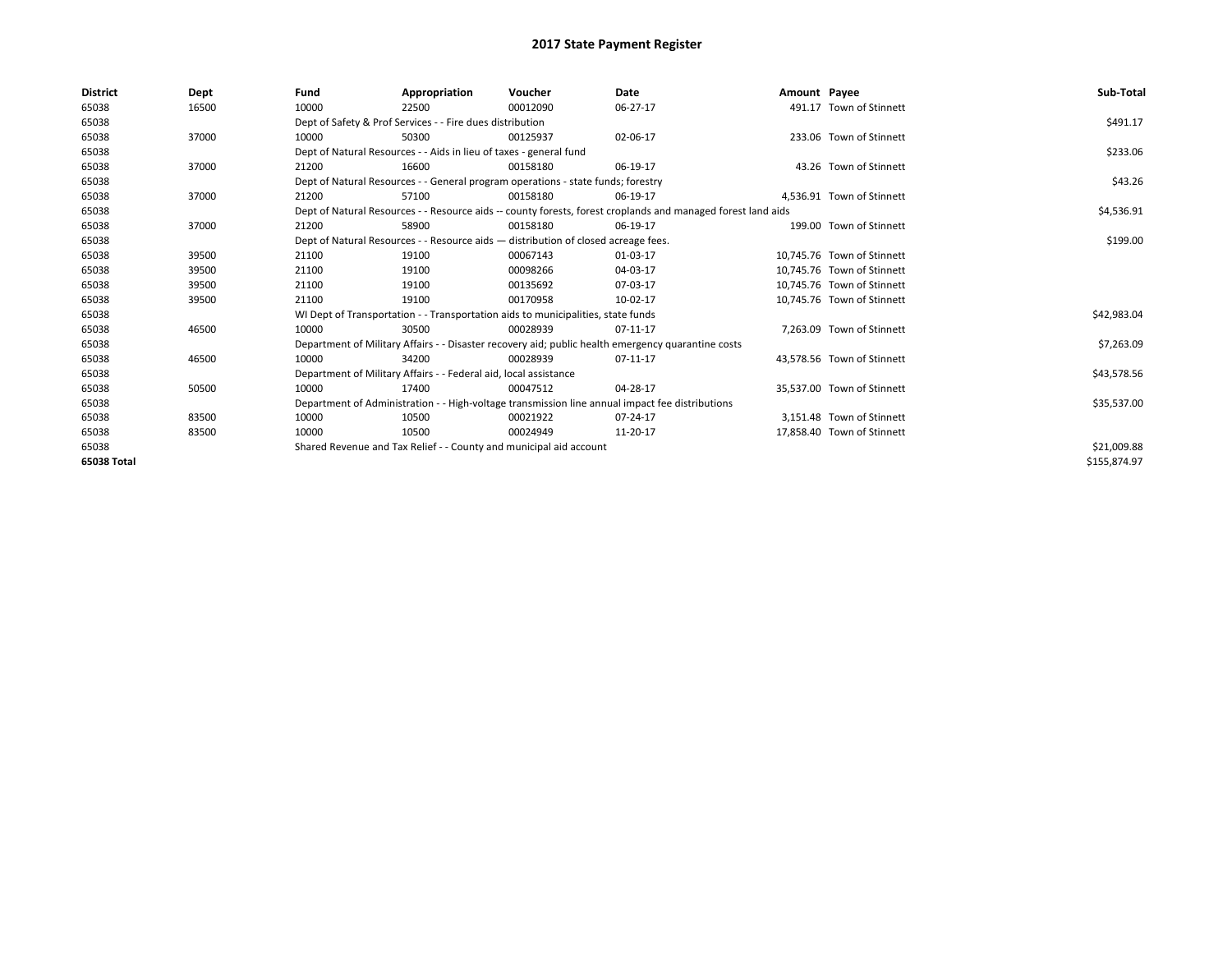# 2017 State Payment Register

| District | Dept | Fund | Appropriation | Voucher | Date | Amount | Payee | Sub-Total |
|---|---|---|---|---|---|---|---|---|
| 65038 | 16500 | 10000 | 22500 | 00012090 | 06-27-17 | 491.17 | Town of Stinnett | |
| 65038 | | Dept of Safety & Prof Services - - Fire dues distribution | | | | | | $491.17 |
| 65038 | 37000 | 10000 | 50300 | 00125937 | 02-06-17 | 233.06 | Town of Stinnett | |
| 65038 | | Dept of Natural Resources - - Aids in lieu of taxes - general fund | | | | | | $233.06 |
| 65038 | 37000 | 21200 | 16600 | 00158180 | 06-19-17 | 43.26 | Town of Stinnett | |
| 65038 | | Dept of Natural Resources - - General program operations - state funds; forestry | | | | | | $43.26 |
| 65038 | 37000 | 21200 | 57100 | 00158180 | 06-19-17 | 4,536.91 | Town of Stinnett | |
| 65038 | | Dept of Natural Resources - - Resource aids -- county forests, forest croplands and managed forest land aids | | | | | | $4,536.91 |
| 65038 | 37000 | 21200 | 58900 | 00158180 | 06-19-17 | 199.00 | Town of Stinnett | |
| 65038 | | Dept of Natural Resources - - Resource aids — distribution of closed acreage fees. | | | | | | $199.00 |
| 65038 | 39500 | 21100 | 19100 | 00067143 | 01-03-17 | 10,745.76 | Town of Stinnett | |
| 65038 | 39500 | 21100 | 19100 | 00098266 | 04-03-17 | 10,745.76 | Town of Stinnett | |
| 65038 | 39500 | 21100 | 19100 | 00135692 | 07-03-17 | 10,745.76 | Town of Stinnett | |
| 65038 | 39500 | 21100 | 19100 | 00170958 | 10-02-17 | 10,745.76 | Town of Stinnett | |
| 65038 | | WI Dept of Transportation - - Transportation aids to municipalities, state funds | | | | | | $42,983.04 |
| 65038 | 46500 | 10000 | 30500 | 00028939 | 07-11-17 | 7,263.09 | Town of Stinnett | |
| 65038 | | Department of Military Affairs - - Disaster recovery aid; public health emergency quarantine costs | | | | | | $7,263.09 |
| 65038 | 46500 | 10000 | 34200 | 00028939 | 07-11-17 | 43,578.56 | Town of Stinnett | |
| 65038 | | Department of Military Affairs - - Federal aid, local assistance | | | | | | $43,578.56 |
| 65038 | 50500 | 10000 | 17400 | 00047512 | 04-28-17 | 35,537.00 | Town of Stinnett | |
| 65038 | | Department of Administration - - High-voltage transmission line annual impact fee distributions | | | | | | $35,537.00 |
| 65038 | 83500 | 10000 | 10500 | 00021922 | 07-24-17 | 3,151.48 | Town of Stinnett | |
| 65038 | 83500 | 10000 | 10500 | 00024949 | 11-20-17 | 17,858.40 | Town of Stinnett | |
| 65038 | | Shared Revenue and Tax Relief - - County and municipal aid account | | | | | | $21,009.88 |
| 65038 Total | | | | | | | | $155,874.97 |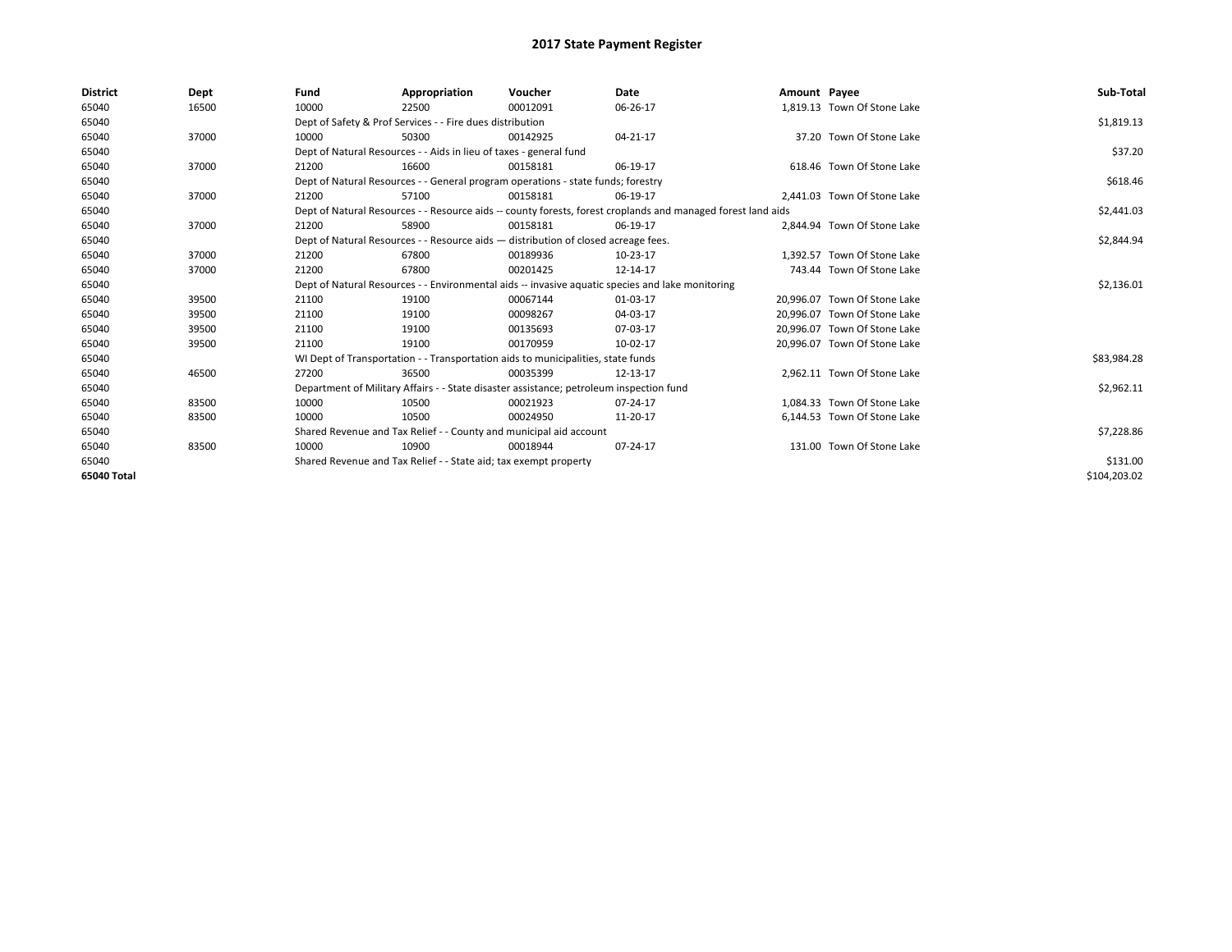# 2017 State Payment Register

| District | Dept | Fund | Appropriation | Voucher | Date | Amount | Payee | Sub-Total |
|---|---|---|---|---|---|---|---|---|
| 65040 | 16500 | 10000 | 22500 | 00012091 | 06-26-17 | 1,819.13 | Town Of Stone Lake | |
| 65040 | | Dept of Safety & Prof Services - - Fire dues distribution | | | | | | $1,819.13 |
| 65040 | 37000 | 10000 | 50300 | 00142925 | 04-21-17 | 37.20 | Town Of Stone Lake | |
| 65040 | | Dept of Natural Resources - - Aids in lieu of taxes - general fund | | | | | | $37.20 |
| 65040 | 37000 | 21200 | 16600 | 00158181 | 06-19-17 | 618.46 | Town Of Stone Lake | |
| 65040 | | Dept of Natural Resources - - General program operations - state funds; forestry | | | | | | $618.46 |
| 65040 | 37000 | 21200 | 57100 | 00158181 | 06-19-17 | 2,441.03 | Town Of Stone Lake | |
| 65040 | | Dept of Natural Resources - - Resource aids -- county forests, forest croplands and managed forest land aids | | | | | | $2,441.03 |
| 65040 | 37000 | 21200 | 58900 | 00158181 | 06-19-17 | 2,844.94 | Town Of Stone Lake | |
| 65040 | | Dept of Natural Resources - - Resource aids — distribution of closed acreage fees. | | | | | | $2,844.94 |
| 65040 | 37000 | 21200 | 67800 | 00189936 | 10-23-17 | 1,392.57 | Town Of Stone Lake | |
| 65040 | 37000 | 21200 | 67800 | 00201425 | 12-14-17 | 743.44 | Town Of Stone Lake | |
| 65040 | | Dept of Natural Resources - - Environmental aids -- invasive aquatic species and lake monitoring | | | | | | $2,136.01 |
| 65040 | 39500 | 21100 | 19100 | 00067144 | 01-03-17 | 20,996.07 | Town Of Stone Lake | |
| 65040 | 39500 | 21100 | 19100 | 00098267 | 04-03-17 | 20,996.07 | Town Of Stone Lake | |
| 65040 | 39500 | 21100 | 19100 | 00135693 | 07-03-17 | 20,996.07 | Town Of Stone Lake | |
| 65040 | 39500 | 21100 | 19100 | 00170959 | 10-02-17 | 20,996.07 | Town Of Stone Lake | |
| 65040 | | WI Dept of Transportation - - Transportation aids to municipalities, state funds | | | | | | $83,984.28 |
| 65040 | 46500 | 27200 | 36500 | 00035399 | 12-13-17 | 2,962.11 | Town Of Stone Lake | |
| 65040 | | Department of Military Affairs - - State disaster assistance; petroleum inspection fund | | | | | | $2,962.11 |
| 65040 | 83500 | 10000 | 10500 | 00021923 | 07-24-17 | 1,084.33 | Town Of Stone Lake | |
| 65040 | 83500 | 10000 | 10500 | 00024950 | 11-20-17 | 6,144.53 | Town Of Stone Lake | |
| 65040 | | Shared Revenue and Tax Relief - - County and municipal aid account | | | | | | $7,228.86 |
| 65040 | 83500 | 10000 | 10900 | 00018944 | 07-24-17 | 131.00 | Town Of Stone Lake | |
| 65040 | | Shared Revenue and Tax Relief - - State aid; tax exempt property | | | | | | $131.00 |
| 65040 Total | | | | | | | | $104,203.02 |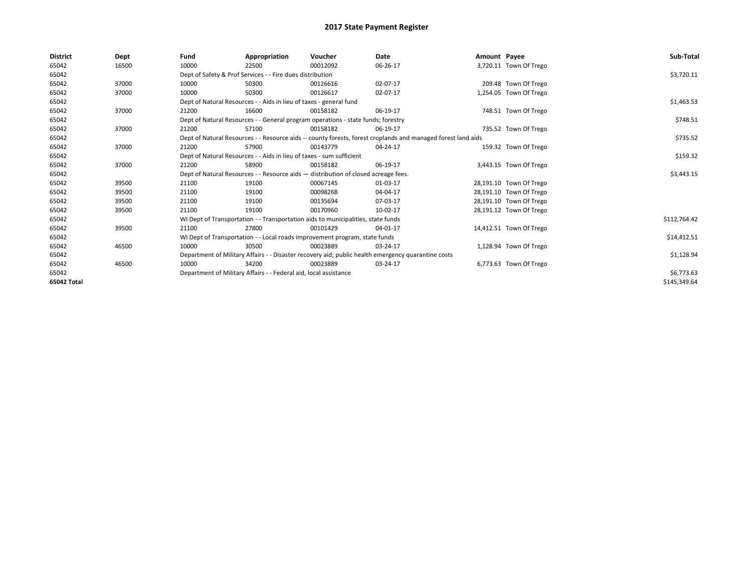# 2017 State Payment Register

| District | Dept | Fund | Appropriation | Voucher | Date | Amount | Payee | Sub-Total |
|---|---|---|---|---|---|---|---|---|
| 65042 | 16500 | 10000 | 22500 | 00012092 | 06-26-17 | 3,720.11 | Town Of Trego | |
| 65042 | | Dept of Safety & Prof Services - - Fire dues distribution | | | | | | $3,720.11 |
| 65042 | 37000 | 10000 | 50300 | 00126616 | 02-07-17 | 209.48 | Town Of Trego | |
| 65042 | 37000 | 10000 | 50300 | 00126617 | 02-07-17 | 1,254.05 | Town Of Trego | |
| 65042 | | Dept of Natural Resources - - Aids in lieu of taxes - general fund | | | | | | $1,463.53 |
| 65042 | 37000 | 21200 | 16600 | 00158182 | 06-19-17 | 748.51 | Town Of Trego | |
| 65042 | | Dept of Natural Resources - - General program operations - state funds; forestry | | | | | | $748.51 |
| 65042 | 37000 | 21200 | 57100 | 00158182 | 06-19-17 | 735.52 | Town Of Trego | |
| 65042 | | Dept of Natural Resources - - Resource aids -- county forests, forest croplands and managed forest land aids | | | | | | $735.52 |
| 65042 | 37000 | 21200 | 57900 | 00143779 | 04-24-17 | 159.32 | Town Of Trego | |
| 65042 | | Dept of Natural Resources - - Aids in lieu of taxes - sum sufficient | | | | | | $159.32 |
| 65042 | 37000 | 21200 | 58900 | 00158182 | 06-19-17 | 3,443.15 | Town Of Trego | |
| 65042 | | Dept of Natural Resources - - Resource aids — distribution of closed acreage fees. | | | | | | $3,443.15 |
| 65042 | 39500 | 21100 | 19100 | 00067145 | 01-03-17 | 28,191.10 | Town Of Trego | |
| 65042 | 39500 | 21100 | 19100 | 00098268 | 04-04-17 | 28,191.10 | Town Of Trego | |
| 65042 | 39500 | 21100 | 19100 | 00135694 | 07-03-17 | 28,191.10 | Town Of Trego | |
| 65042 | 39500 | 21100 | 19100 | 00170960 | 10-02-17 | 28,191.12 | Town Of Trego | |
| 65042 | | WI Dept of Transportation - - Transportation aids to municipalities, state funds | | | | | | $112,764.42 |
| 65042 | 39500 | 21100 | 27800 | 00101429 | 04-01-17 | 14,412.51 | Town Of Trego | |
| 65042 | | WI Dept of Transportation - - Local roads improvement program, state funds | | | | | | $14,412.51 |
| 65042 | 46500 | 10000 | 30500 | 00023889 | 03-24-17 | 1,128.94 | Town Of Trego | |
| 65042 | | Department of Military Affairs - - Disaster recovery aid; public health emergency quarantine costs | | | | | | $1,128.94 |
| 65042 | 46500 | 10000 | 34200 | 00023889 | 03-24-17 | 6,773.63 | Town Of Trego | |
| 65042 | | Department of Military Affairs - - Federal aid, local assistance | | | | | | $6,773.63 |
| 65042 Total | | | | | | | | $145,349.64 |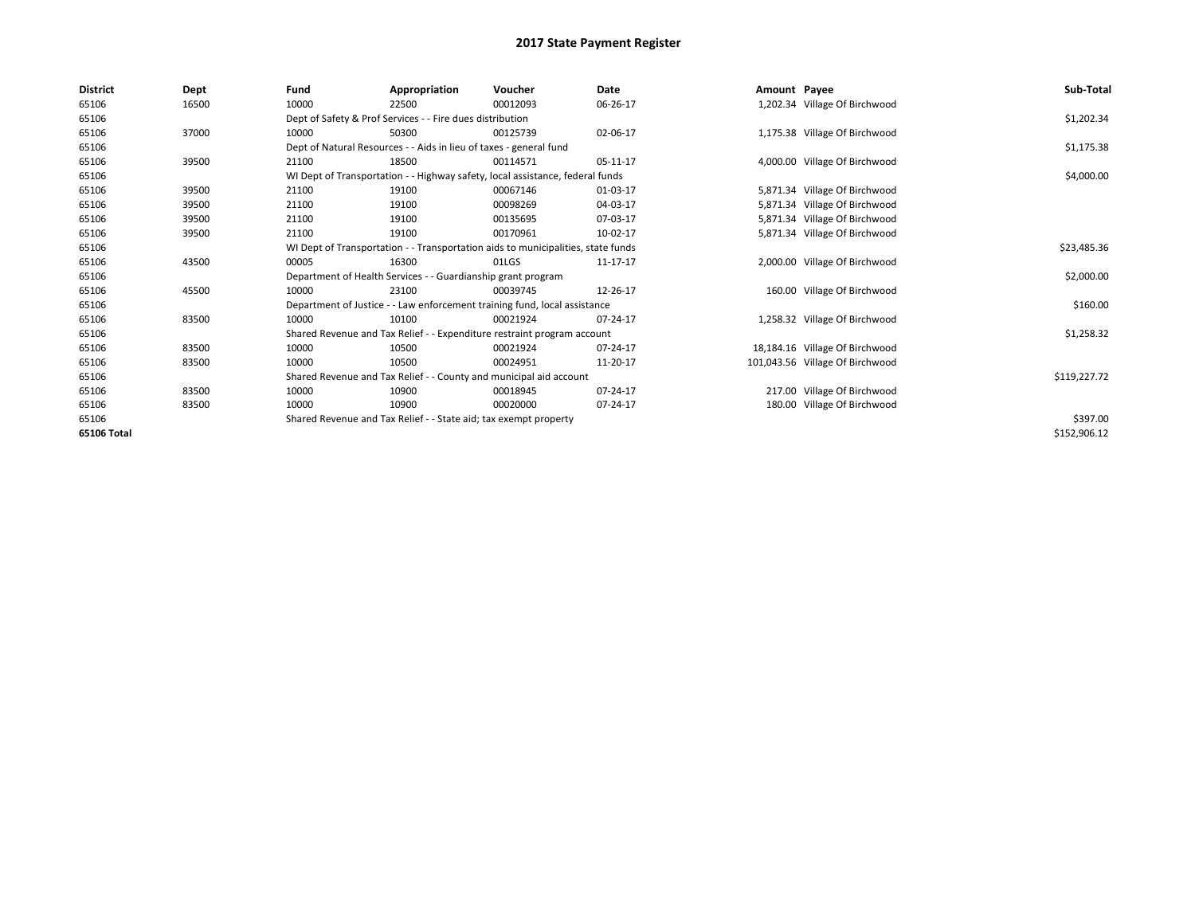# 2017 State Payment Register

| District | Dept | Fund | Appropriation | Voucher | Date | Amount | Payee | Sub-Total |
|---|---|---|---|---|---|---|---|---|
| 65106 | 16500 | 10000 | 22500 | 00012093 | 06-26-17 | 1,202.34 | Village Of Birchwood | |
| 65106 | | Dept of Safety & Prof Services - - Fire dues distribution | | | | | | $1,202.34 |
| 65106 | 37000 | 10000 | 50300 | 00125739 | 02-06-17 | 1,175.38 | Village Of Birchwood | |
| 65106 | | Dept of Natural Resources - - Aids in lieu of taxes - general fund | | | | | | $1,175.38 |
| 65106 | 39500 | 21100 | 18500 | 00114571 | 05-11-17 | 4,000.00 | Village Of Birchwood | |
| 65106 | | WI Dept of Transportation - - Highway safety, local assistance, federal funds | | | | | | $4,000.00 |
| 65106 | 39500 | 21100 | 19100 | 00067146 | 01-03-17 | 5,871.34 | Village Of Birchwood | |
| 65106 | 39500 | 21100 | 19100 | 00098269 | 04-03-17 | 5,871.34 | Village Of Birchwood | |
| 65106 | 39500 | 21100 | 19100 | 00135695 | 07-03-17 | 5,871.34 | Village Of Birchwood | |
| 65106 | 39500 | 21100 | 19100 | 00170961 | 10-02-17 | 5,871.34 | Village Of Birchwood | |
| 65106 | | WI Dept of Transportation - - Transportation aids to municipalities, state funds | | | | | | $23,485.36 |
| 65106 | 43500 | 00005 | 16300 | 01LGS | 11-17-17 | 2,000.00 | Village Of Birchwood | |
| 65106 | | Department of Health Services - - Guardianship grant program | | | | | | $2,000.00 |
| 65106 | 45500 | 10000 | 23100 | 00039745 | 12-26-17 | 160.00 | Village Of Birchwood | |
| 65106 | | Department of Justice - - Law enforcement training fund, local assistance | | | | | | $160.00 |
| 65106 | 83500 | 10000 | 10100 | 00021924 | 07-24-17 | 1,258.32 | Village Of Birchwood | |
| 65106 | | Shared Revenue and Tax Relief - - Expenditure restraint program account | | | | | | $1,258.32 |
| 65106 | 83500 | 10000 | 10500 | 00021924 | 07-24-17 | 18,184.16 | Village Of Birchwood | |
| 65106 | 83500 | 10000 | 10500 | 00024951 | 11-20-17 | 101,043.56 | Village Of Birchwood | |
| 65106 | | Shared Revenue and Tax Relief - - County and municipal aid account | | | | | | $119,227.72 |
| 65106 | 83500 | 10000 | 10900 | 00018945 | 07-24-17 | 217.00 | Village Of Birchwood | |
| 65106 | 83500 | 10000 | 10900 | 00020000 | 07-24-17 | 180.00 | Village Of Birchwood | |
| 65106 | | Shared Revenue and Tax Relief - - State aid; tax exempt property | | | | | | $397.00 |
| **65106 Total** | | | | | | | | $152,906.12 |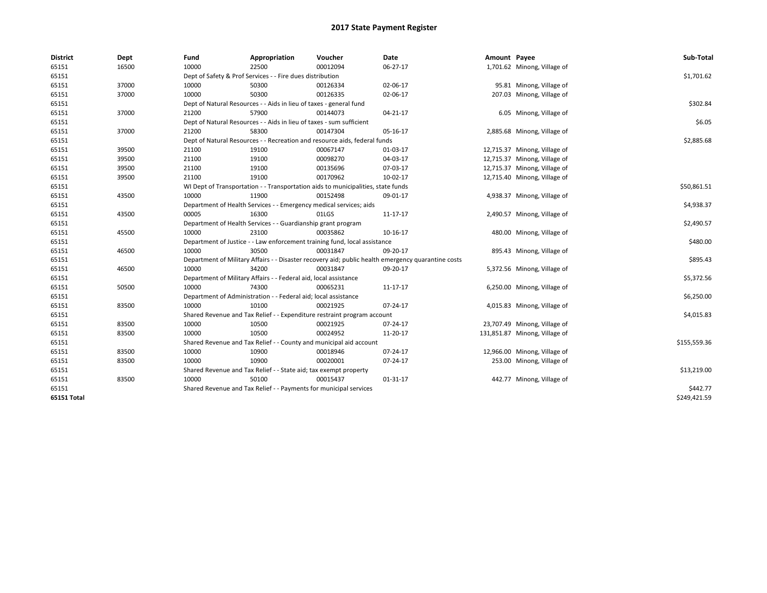# 2017 State Payment Register

| District | Dept | Fund | Appropriation | Voucher | Date | Amount | Payee | Sub-Total |
|---|---|---|---|---|---|---|---|---|
| 65151 | 16500 | 10000 | 22500 | 00012094 | 06-27-17 | 1,701.62 | Minong, Village of | |
| 65151 | | Dept of Safety & Prof Services - - Fire dues distribution | | | | | | $1,701.62 |
| 65151 | 37000 | 10000 | 50300 | 00126334 | 02-06-17 | 95.81 | Minong, Village of | |
| 65151 | 37000 | 10000 | 50300 | 00126335 | 02-06-17 | 207.03 | Minong, Village of | |
| 65151 | | Dept of Natural Resources - - Aids in lieu of taxes - general fund | | | | | | $302.84 |
| 65151 | 37000 | 21200 | 57900 | 00144073 | 04-21-17 | 6.05 | Minong, Village of | |
| 65151 | | Dept of Natural Resources - - Aids in lieu of taxes - sum sufficient | | | | | | $6.05 |
| 65151 | 37000 | 21200 | 58300 | 00147304 | 05-16-17 | 2,885.68 | Minong, Village of | |
| 65151 | | Dept of Natural Resources - - Recreation and resource aids, federal funds | | | | | | $2,885.68 |
| 65151 | 39500 | 21100 | 19100 | 00067147 | 01-03-17 | 12,715.37 | Minong, Village of | |
| 65151 | 39500 | 21100 | 19100 | 00098270 | 04-03-17 | 12,715.37 | Minong, Village of | |
| 65151 | 39500 | 21100 | 19100 | 00135696 | 07-03-17 | 12,715.37 | Minong, Village of | |
| 65151 | 39500 | 21100 | 19100 | 00170962 | 10-02-17 | 12,715.40 | Minong, Village of | |
| 65151 | | WI Dept of Transportation - - Transportation aids to municipalities, state funds | | | | | | $50,861.51 |
| 65151 | 43500 | 10000 | 11900 | 00152498 | 09-01-17 | 4,938.37 | Minong, Village of | |
| 65151 | | Department of Health Services - - Emergency medical services; aids | | | | | | $4,938.37 |
| 65151 | 43500 | 00005 | 16300 | 01LGS | 11-17-17 | 2,490.57 | Minong, Village of | |
| 65151 | | Department of Health Services - - Guardianship grant program | | | | | | $2,490.57 |
| 65151 | 45500 | 10000 | 23100 | 00035862 | 10-16-17 | 480.00 | Minong, Village of | |
| 65151 | | Department of Justice - - Law enforcement training fund, local assistance | | | | | | $480.00 |
| 65151 | 46500 | 10000 | 30500 | 00031847 | 09-20-17 | 895.43 | Minong, Village of | |
| 65151 | | Department of Military Affairs - - Disaster recovery aid; public health emergency quarantine costs | | | | | | $895.43 |
| 65151 | 46500 | 10000 | 34200 | 00031847 | 09-20-17 | 5,372.56 | Minong, Village of | |
| 65151 | | Department of Military Affairs - - Federal aid, local assistance | | | | | | $5,372.56 |
| 65151 | 50500 | 10000 | 74300 | 00065231 | 11-17-17 | 6,250.00 | Minong, Village of | |
| 65151 | | Department of Administration - - Federal aid; local assistance | | | | | | $6,250.00 |
| 65151 | 83500 | 10000 | 10100 | 00021925 | 07-24-17 | 4,015.83 | Minong, Village of | |
| 65151 | | Shared Revenue and Tax Relief - - Expenditure restraint program account | | | | | | $4,015.83 |
| 65151 | 83500 | 10000 | 10500 | 00021925 | 07-24-17 | 23,707.49 | Minong, Village of | |
| 65151 | 83500 | 10000 | 10500 | 00024952 | 11-20-17 | 131,851.87 | Minong, Village of | |
| 65151 | | Shared Revenue and Tax Relief - - County and municipal aid account | | | | | | $155,559.36 |
| 65151 | 83500 | 10000 | 10900 | 00018946 | 07-24-17 | 12,966.00 | Minong, Village of | |
| 65151 | 83500 | 10000 | 10900 | 00020001 | 07-24-17 | 253.00 | Minong, Village of | |
| 65151 | | Shared Revenue and Tax Relief - - State aid; tax exempt property | | | | | | $13,219.00 |
| 65151 | 83500 | 10000 | 50100 | 00015437 | 01-31-17 | 442.77 | Minong, Village of | |
| 65151 | | Shared Revenue and Tax Relief - - Payments for municipal services | | | | | | $442.77 |
| 65151 Total | | | | | | | | $249,421.59 |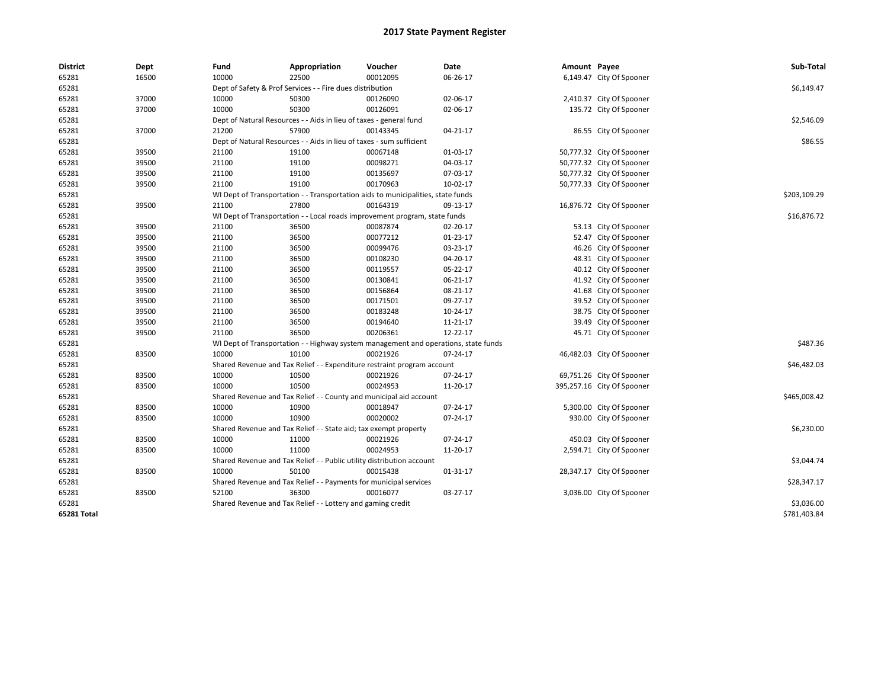# 2017 State Payment Register

| District | Dept | Fund | Appropriation | Voucher | Date | Amount | Payee | Sub-Total |
|---|---|---|---|---|---|---|---|---|
| 65281 | 16500 | 10000 | 22500 | 00012095 | 06-26-17 | 6,149.47 | City Of Spooner | |
| 65281 | | Dept of Safety & Prof Services - - Fire dues distribution | | | | | | $6,149.47 |
| 65281 | 37000 | 10000 | 50300 | 00126090 | 02-06-17 | 2,410.37 | City Of Spooner | |
| 65281 | 37000 | 10000 | 50300 | 00126091 | 02-06-17 | 135.72 | City Of Spooner | |
| 65281 | | Dept of Natural Resources - - Aids in lieu of taxes - general fund | | | | | | $2,546.09 |
| 65281 | 37000 | 21200 | 57900 | 00143345 | 04-21-17 | 86.55 | City Of Spooner | |
| 65281 | | Dept of Natural Resources - - Aids in lieu of taxes - sum sufficient | | | | | | $86.55 |
| 65281 | 39500 | 21100 | 19100 | 00067148 | 01-03-17 | 50,777.32 | City Of Spooner | |
| 65281 | 39500 | 21100 | 19100 | 00098271 | 04-03-17 | 50,777.32 | City Of Spooner | |
| 65281 | 39500 | 21100 | 19100 | 00135697 | 07-03-17 | 50,777.32 | City Of Spooner | |
| 65281 | 39500 | 21100 | 19100 | 00170963 | 10-02-17 | 50,777.33 | City Of Spooner | |
| 65281 | | WI Dept of Transportation - - Transportation aids to municipalities, state funds | | | | | | $203,109.29 |
| 65281 | 39500 | 21100 | 27800 | 00164319 | 09-13-17 | 16,876.72 | City Of Spooner | |
| 65281 | | WI Dept of Transportation - - Local roads improvement program, state funds | | | | | | $16,876.72 |
| 65281 | 39500 | 21100 | 36500 | 00087874 | 02-20-17 | 53.13 | City Of Spooner | |
| 65281 | 39500 | 21100 | 36500 | 00077212 | 01-23-17 | 52.47 | City Of Spooner | |
| 65281 | 39500 | 21100 | 36500 | 00099476 | 03-23-17 | 46.26 | City Of Spooner | |
| 65281 | 39500 | 21100 | 36500 | 00108230 | 04-20-17 | 48.31 | City Of Spooner | |
| 65281 | 39500 | 21100 | 36500 | 00119557 | 05-22-17 | 40.12 | City Of Spooner | |
| 65281 | 39500 | 21100 | 36500 | 00130841 | 06-21-17 | 41.92 | City Of Spooner | |
| 65281 | 39500 | 21100 | 36500 | 00156864 | 08-21-17 | 41.68 | City Of Spooner | |
| 65281 | 39500 | 21100 | 36500 | 00171501 | 09-27-17 | 39.52 | City Of Spooner | |
| 65281 | 39500 | 21100 | 36500 | 00183248 | 10-24-17 | 38.75 | City Of Spooner | |
| 65281 | 39500 | 21100 | 36500 | 00194640 | 11-21-17 | 39.49 | City Of Spooner | |
| 65281 | 39500 | 21100 | 36500 | 00206361 | 12-22-17 | 45.71 | City Of Spooner | |
| 65281 | | WI Dept of Transportation - - Highway system management and operations, state funds | | | | | | $487.36 |
| 65281 | 83500 | 10000 | 10100 | 00021926 | 07-24-17 | 46,482.03 | City Of Spooner | |
| 65281 | | Shared Revenue and Tax Relief - - Expenditure restraint program account | | | | | | $46,482.03 |
| 65281 | 83500 | 10000 | 10500 | 00021926 | 07-24-17 | 69,751.26 | City Of Spooner | |
| 65281 | 83500 | 10000 | 10500 | 00024953 | 11-20-17 | 395,257.16 | City Of Spooner | |
| 65281 | | Shared Revenue and Tax Relief - - County and municipal aid account | | | | | | $465,008.42 |
| 65281 | 83500 | 10000 | 10900 | 00018947 | 07-24-17 | 5,300.00 | City Of Spooner | |
| 65281 | 83500 | 10000 | 10900 | 00020002 | 07-24-17 | 930.00 | City Of Spooner | |
| 65281 | | Shared Revenue and Tax Relief - - State aid; tax exempt property | | | | | | $6,230.00 |
| 65281 | 83500 | 10000 | 11000 | 00021926 | 07-24-17 | 450.03 | City Of Spooner | |
| 65281 | 83500 | 10000 | 11000 | 00024953 | 11-20-17 | 2,594.71 | City Of Spooner | |
| 65281 | | Shared Revenue and Tax Relief - - Public utility distribution account | | | | | | $3,044.74 |
| 65281 | 83500 | 10000 | 50100 | 00015438 | 01-31-17 | 28,347.17 | City Of Spooner | |
| 65281 | | Shared Revenue and Tax Relief - - Payments for municipal services | | | | | | $28,347.17 |
| 65281 | 83500 | 52100 | 36300 | 00016077 | 03-27-17 | 3,036.00 | City Of Spooner | |
| 65281 | | Shared Revenue and Tax Relief - - Lottery and gaming credit | | | | | | $3,036.00 |
| **65281 Total** | | | | | | | | $781,403.84 |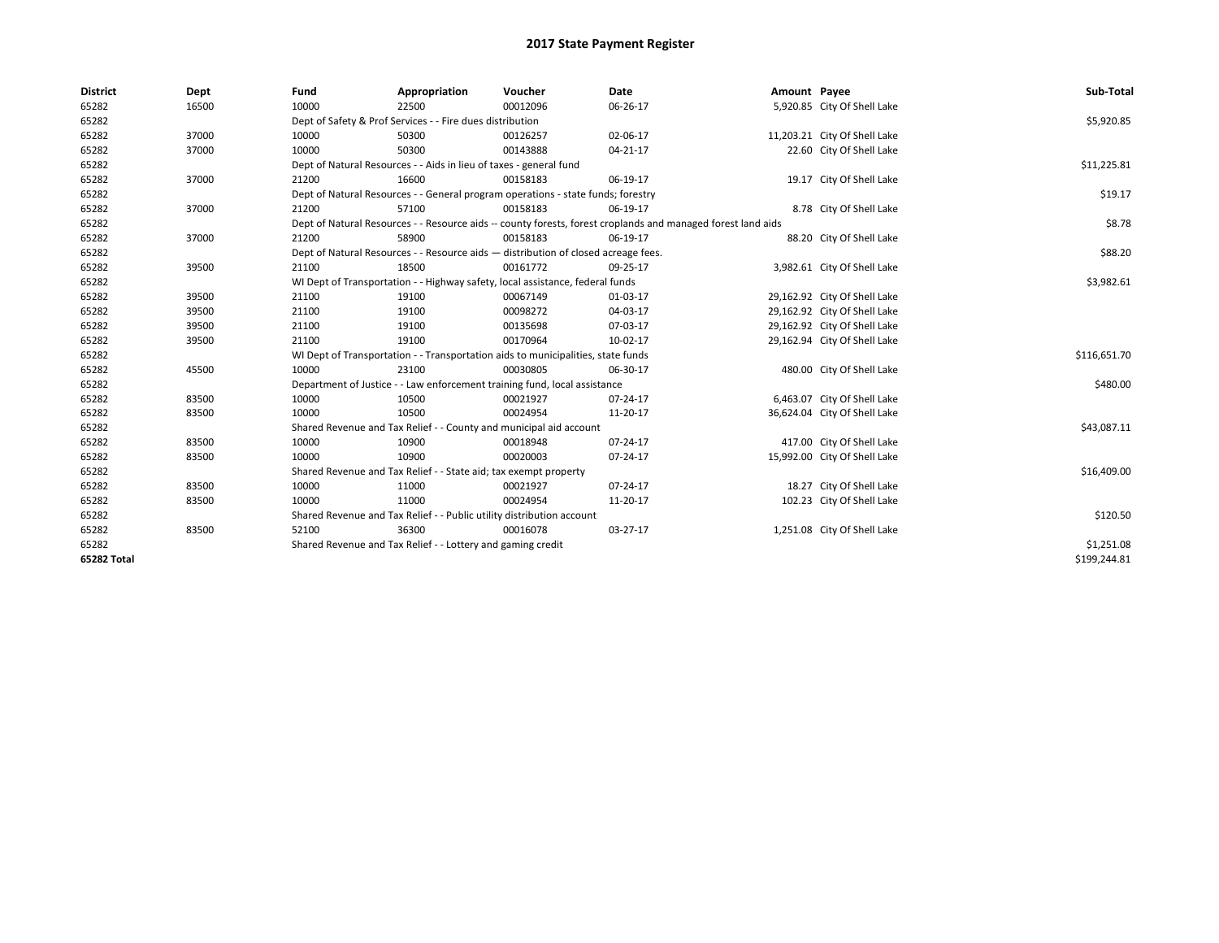# 2017 State Payment Register

| District | Dept | Fund | Appropriation | Voucher | Date | Amount | Payee | Sub-Total |
|---|---|---|---|---|---|---|---|---|
| 65282 | 16500 | 10000 | 22500 | 00012096 | 06-26-17 | 5,920.85 | City Of Shell Lake | |
| 65282 | | Dept of Safety & Prof Services - - Fire dues distribution | | | | | | $5,920.85 |
| 65282 | 37000 | 10000 | 50300 | 00126257 | 02-06-17 | 11,203.21 | City Of Shell Lake | |
| 65282 | 37000 | 10000 | 50300 | 00143888 | 04-21-17 | 22.60 | City Of Shell Lake | |
| 65282 | | Dept of Natural Resources - - Aids in lieu of taxes - general fund | | | | | | $11,225.81 |
| 65282 | 37000 | 21200 | 16600 | 00158183 | 06-19-17 | 19.17 | City Of Shell Lake | |
| 65282 | | Dept of Natural Resources - - General program operations - state funds; forestry | | | | | | $19.17 |
| 65282 | 37000 | 21200 | 57100 | 00158183 | 06-19-17 | 8.78 | City Of Shell Lake | |
| 65282 | | Dept of Natural Resources - - Resource aids -- county forests, forest croplands and managed forest land aids | | | | | | $8.78 |
| 65282 | 37000 | 21200 | 58900 | 00158183 | 06-19-17 | 88.20 | City Of Shell Lake | |
| 65282 | | Dept of Natural Resources - - Resource aids — distribution of closed acreage fees. | | | | | | $88.20 |
| 65282 | 39500 | 21100 | 18500 | 00161772 | 09-25-17 | 3,982.61 | City Of Shell Lake | |
| 65282 | | WI Dept of Transportation - - Highway safety, local assistance, federal funds | | | | | | $3,982.61 |
| 65282 | 39500 | 21100 | 19100 | 00067149 | 01-03-17 | 29,162.92 | City Of Shell Lake | |
| 65282 | 39500 | 21100 | 19100 | 00098272 | 04-03-17 | 29,162.92 | City Of Shell Lake | |
| 65282 | 39500 | 21100 | 19100 | 00135698 | 07-03-17 | 29,162.92 | City Of Shell Lake | |
| 65282 | 39500 | 21100 | 19100 | 00170964 | 10-02-17 | 29,162.94 | City Of Shell Lake | |
| 65282 | | WI Dept of Transportation - - Transportation aids to municipalities, state funds | | | | | | $116,651.70 |
| 65282 | 45500 | 10000 | 23100 | 00030805 | 06-30-17 | 480.00 | City Of Shell Lake | |
| 65282 | | Department of Justice - - Law enforcement training fund, local assistance | | | | | | $480.00 |
| 65282 | 83500 | 10000 | 10500 | 00021927 | 07-24-17 | 6,463.07 | City Of Shell Lake | |
| 65282 | 83500 | 10000 | 10500 | 00024954 | 11-20-17 | 36,624.04 | City Of Shell Lake | |
| 65282 | | Shared Revenue and Tax Relief - - County and municipal aid account | | | | | | $43,087.11 |
| 65282 | 83500 | 10000 | 10900 | 00018948 | 07-24-17 | 417.00 | City Of Shell Lake | |
| 65282 | 83500 | 10000 | 10900 | 00020003 | 07-24-17 | 15,992.00 | City Of Shell Lake | |
| 65282 | | Shared Revenue and Tax Relief - - State aid; tax exempt property | | | | | | $16,409.00 |
| 65282 | 83500 | 10000 | 11000 | 00021927 | 07-24-17 | 18.27 | City Of Shell Lake | |
| 65282 | 83500 | 10000 | 11000 | 00024954 | 11-20-17 | 102.23 | City Of Shell Lake | |
| 65282 | | Shared Revenue and Tax Relief - - Public utility distribution account | | | | | | $120.50 |
| 65282 | 83500 | 52100 | 36300 | 00016078 | 03-27-17 | 1,251.08 | City Of Shell Lake | |
| 65282 | | Shared Revenue and Tax Relief - - Lottery and gaming credit | | | | | | $1,251.08 |
| 65282 Total | | | | | | | | $199,244.81 |